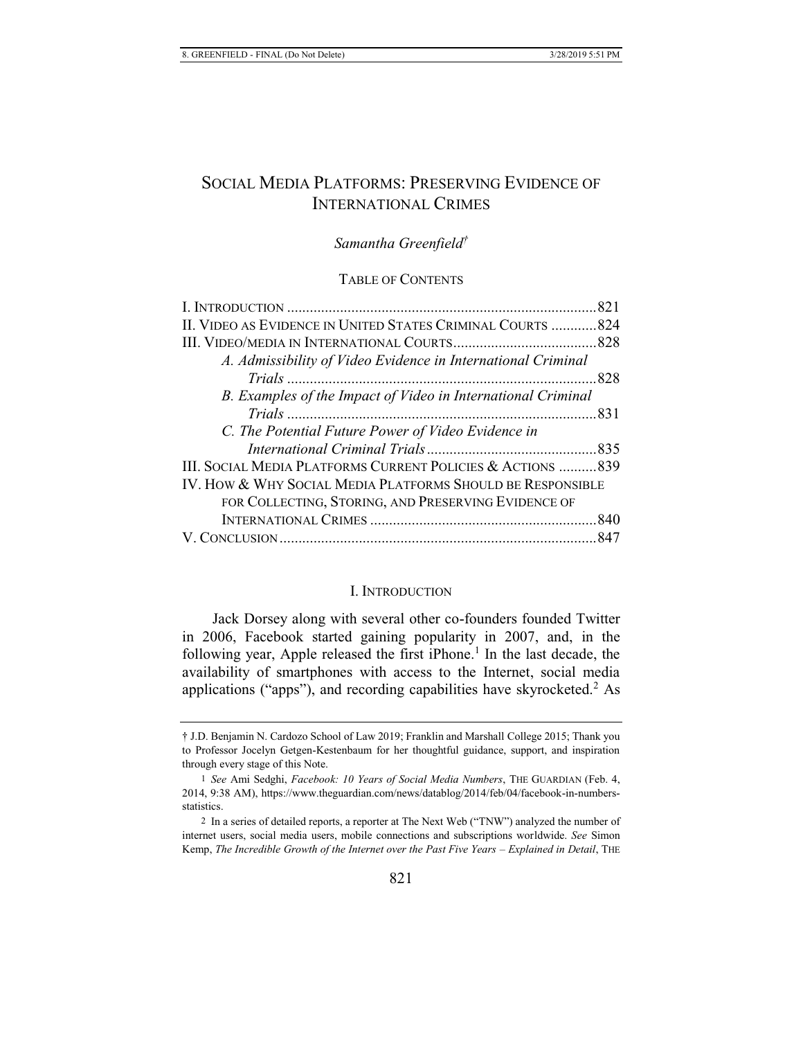# SOCIAL MEDIA PLATFORMS: PRESERVING EVIDENCE OF INTERNATIONAL CRIMES

*Samantha Greenfield*[†]

TABLE OF CONTENTS

| | |
|---|---|
| I. INTRODUCTION | 821 |
| II. VIDEO AS EVIDENCE IN UNITED STATES CRIMINAL COURTS | 824 |
| III. VIDEO/MEDIA IN INTERNATIONAL COURTS | 828 |
| *A. Admissibility of Video Evidence in International Criminal Trials* | 828 |
| *B. Examples of the Impact of Video in International Criminal Trials* | 831 |
| *C. The Potential Future Power of Video Evidence in International Criminal Trials* | 835 |
| III. SOCIAL MEDIA PLATFORMS CURRENT POLICIES & ACTIONS | 839 |
| IV. HOW & WHY SOCIAL MEDIA PLATFORMS SHOULD BE RESPONSIBLE FOR COLLECTING, STORING, AND PRESERVING EVIDENCE OF INTERNATIONAL CRIMES | 840 |
| V. CONCLUSION | 847 |

## I. INTRODUCTION

Jack Dorsey along with several other co-founders founded Twitter in 2006, Facebook started gaining popularity in 2007, and, in the following year, Apple released the first iPhone.[1] In the last decade, the availability of smartphones with access to the Internet, social media applications ("apps"), and recording capabilities have skyrocketed.[2] As

---

† J.D. Benjamin N. Cardozo School of Law 2019; Franklin and Marshall College 2015; Thank you to Professor Jocelyn Getgen-Kestenbaum for her thoughtful guidance, support, and inspiration through every stage of this Note.

1 *See* Ami Sedghi, *Facebook: 10 Years of Social Media Numbers*, THE GUARDIAN (Feb. 4, 2014, 9:38 AM), https://www.theguardian.com/news/datablog/2014/feb/04/facebook-in-numbers-statistics.

2 In a series of detailed reports, a reporter at The Next Web ("TNW") analyzed the number of internet users, social media users, mobile connections and subscriptions worldwide. *See* Simon Kemp, *The Incredible Growth of the Internet over the Past Five Years – Explained in Detail*, THE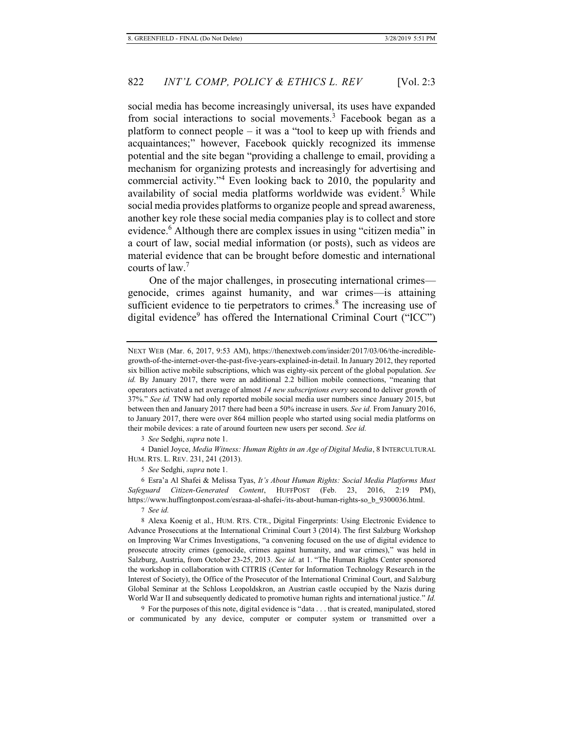social media has become increasingly universal, its uses have expanded from social interactions to social movements.[3] Facebook began as a platform to connect people – it was a "tool to keep up with friends and acquaintances;" however, Facebook quickly recognized its immense potential and the site began "providing a challenge to email, providing a mechanism for organizing protests and increasingly for advertising and commercial activity."[4] Even looking back to 2010, the popularity and availability of social media platforms worldwide was evident.[5] While social media provides platforms to organize people and spread awareness, another key role these social media companies play is to collect and store evidence.[6] Although there are complex issues in using "citizen media" in a court of law, social medial information (or posts), such as videos are material evidence that can be brought before domestic and international courts of law.[7]

One of the major challenges, in prosecuting international crimes—genocide, crimes against humanity, and war crimes—is attaining sufficient evidence to tie perpetrators to crimes.[8] The increasing use of digital evidence[9] has offered the International Criminal Court ("ICC")

---

NEXT WEB (Mar. 6, 2017, 9:53 AM), https://thenextweb.com/insider/2017/03/06/the-incredible-growth-of-the-internet-over-the-past-five-years-explained-in-detail. In January 2012, they reported six billion active mobile subscriptions, which was eighty-six percent of the global population. *See id.* By January 2017, there were an additional 2.2 billion mobile connections, "meaning that operators activated a net average of almost *14 new subscriptions every* second to deliver growth of 37%." *See id.* TNW had only reported mobile social media user numbers since January 2015, but between then and January 2017 there had been a 50% increase in users. *See id.* From January 2016, to January 2017, there were over 864 million people who started using social media platforms on their mobile devices: a rate of around fourteen new users per second. *See id.*

3 *See* Sedghi, *supra* note 1.

4 Daniel Joyce, *Media Witness: Human Rights in an Age of Digital Media*, 8 INTERCULTURAL HUM. RTS. L. REV. 231, 241 (2013).

5 *See* Sedghi, *supra* note 1.

6 Esra'a Al Shafei & Melissa Tyas, *It's About Human Rights: Social Media Platforms Must Safeguard Citizen-Generated Content*, HUFFPOST (Feb. 23, 2016, 2:19 PM), https://www.huffingtonpost.com/esraaa-al-shafei-/its-about-human-rights-so_b_9300036.html.

7 *See id.*

8 Alexa Koenig et al., HUM. RTS. CTR., Digital Fingerprints: Using Electronic Evidence to Advance Prosecutions at the International Criminal Court 3 (2014). The first Salzburg Workshop on Improving War Crimes Investigations, "a convening focused on the use of digital evidence to prosecute atrocity crimes (genocide, crimes against humanity, and war crimes)," was held in Salzburg, Austria, from October 23-25, 2013. *See id.* at 1. "The Human Rights Center sponsored the workshop in collaboration with CITRIS (Center for Information Technology Research in the Interest of Society), the Office of the Prosecutor of the International Criminal Court, and Salzburg Global Seminar at the Schloss Leopoldskron, an Austrian castle occupied by the Nazis during World War II and subsequently dedicated to promotive human rights and international justice." *Id.*

9 For the purposes of this note, digital evidence is "data . . . that is created, manipulated, stored or communicated by any device, computer or computer system or transmitted over a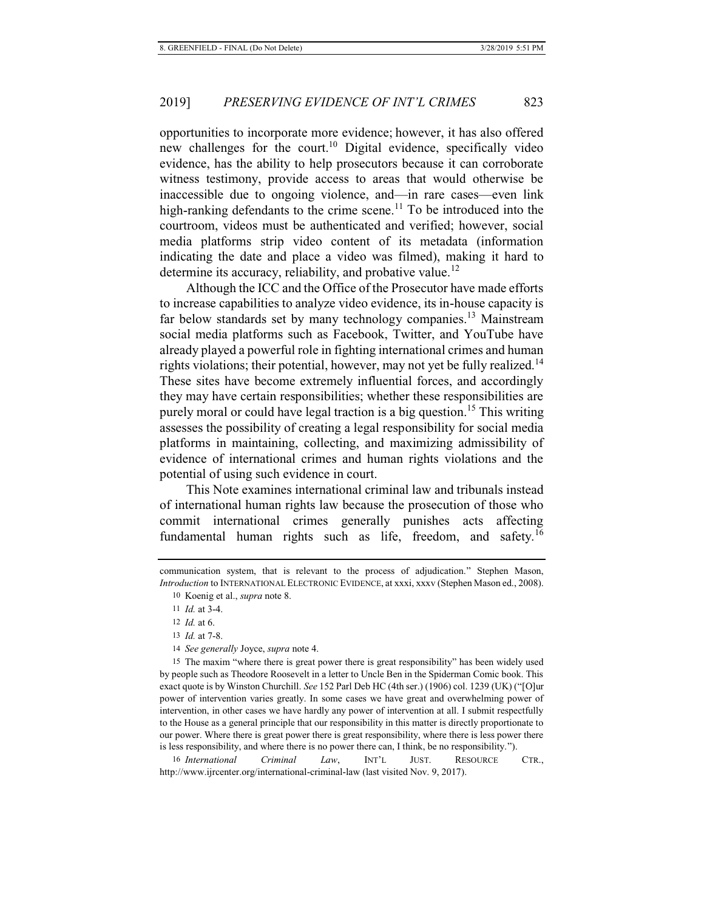opportunities to incorporate more evidence; however, it has also offered new challenges for the court.[10] Digital evidence, specifically video evidence, has the ability to help prosecutors because it can corroborate witness testimony, provide access to areas that would otherwise be inaccessible due to ongoing violence, and—in rare cases—even link high-ranking defendants to the crime scene.[11] To be introduced into the courtroom, videos must be authenticated and verified; however, social media platforms strip video content of its metadata (information indicating the date and place a video was filmed), making it hard to determine its accuracy, reliability, and probative value.[12]

Although the ICC and the Office of the Prosecutor have made efforts to increase capabilities to analyze video evidence, its in-house capacity is far below standards set by many technology companies.[13] Mainstream social media platforms such as Facebook, Twitter, and YouTube have already played a powerful role in fighting international crimes and human rights violations; their potential, however, may not yet be fully realized.[14] These sites have become extremely influential forces, and accordingly they may have certain responsibilities; whether these responsibilities are purely moral or could have legal traction is a big question.[15] This writing assesses the possibility of creating a legal responsibility for social media platforms in maintaining, collecting, and maximizing admissibility of evidence of international crimes and human rights violations and the potential of using such evidence in court.

This Note examines international criminal law and tribunals instead of international human rights law because the prosecution of those who commit international crimes generally punishes acts affecting fundamental human rights such as life, freedom, and safety.[16]

---

communication system, that is relevant to the process of adjudication." Stephen Mason, *Introduction* to INTERNATIONAL ELECTRONIC EVIDENCE, at xxxi, xxxv (Stephen Mason ed., 2008).

10 Koenig et al., *supra* note 8.

11 *Id.* at 3-4.

12 *Id.* at 6.

13 *Id.* at 7-8.

14 *See generally* Joyce, *supra* note 4.

15 The maxim "where there is great power there is great responsibility" has been widely used by people such as Theodore Roosevelt in a letter to Uncle Ben in the Spiderman Comic book. This exact quote is by Winston Churchill. *See* 152 Parl Deb HC (4th ser.) (1906) col. 1239 (UK) ("[O]ur power of intervention varies greatly. In some cases we have great and overwhelming power of intervention, in other cases we have hardly any power of intervention at all. I submit respectfully to the House as a general principle that our responsibility in this matter is directly proportionate to our power. Where there is great power there is great responsibility, where there is less power there is less responsibility, and where there is no power there can, I think, be no responsibility.").

16 *International Criminal Law*, INT'L JUST. RESOURCE CTR., http://www.ijrcenter.org/international-criminal-law (last visited Nov. 9, 2017).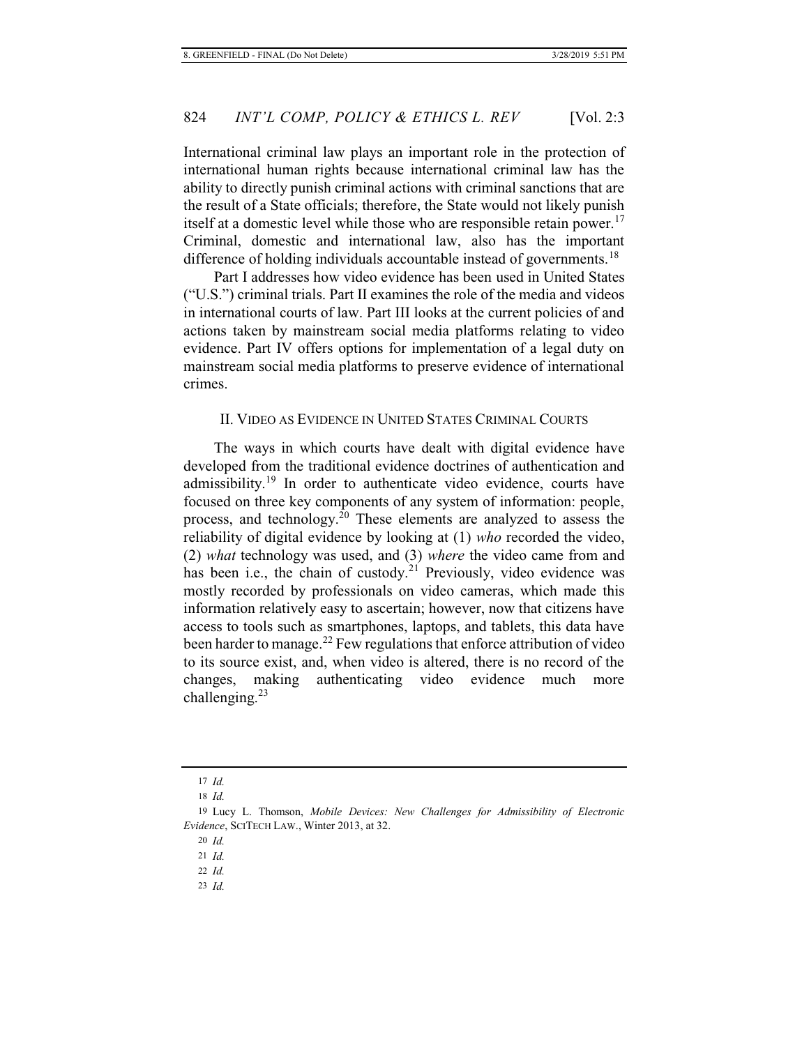International criminal law plays an important role in the protection of international human rights because international criminal law has the ability to directly punish criminal actions with criminal sanctions that are the result of a State officials; therefore, the State would not likely punish itself at a domestic level while those who are responsible retain power.[17] Criminal, domestic and international law, also has the important difference of holding individuals accountable instead of governments.[18]

Part I addresses how video evidence has been used in United States ("U.S.") criminal trials. Part II examines the role of the media and videos in international courts of law. Part III looks at the current policies of and actions taken by mainstream social media platforms relating to video evidence. Part IV offers options for implementation of a legal duty on mainstream social media platforms to preserve evidence of international crimes.

## II. VIDEO AS EVIDENCE IN UNITED STATES CRIMINAL COURTS

The ways in which courts have dealt with digital evidence have developed from the traditional evidence doctrines of authentication and admissibility.[19] In order to authenticate video evidence, courts have focused on three key components of any system of information: people, process, and technology.[20] These elements are analyzed to assess the reliability of digital evidence by looking at (1) *who* recorded the video, (2) *what* technology was used, and (3) *where* the video came from and has been i.e., the chain of custody.[21] Previously, video evidence was mostly recorded by professionals on video cameras, which made this information relatively easy to ascertain; however, now that citizens have access to tools such as smartphones, laptops, and tablets, this data have been harder to manage.[22] Few regulations that enforce attribution of video to its source exist, and, when video is altered, there is no record of the changes, making authenticating video evidence much more challenging.[23]

---

17 *Id.*

18 *Id.*

19 Lucy L. Thomson, *Mobile Devices: New Challenges for Admissibility of Electronic Evidence*, SCITECH LAW., Winter 2013, at 32.

20 *Id.*

21 *Id.*

22 *Id.*

23 *Id.*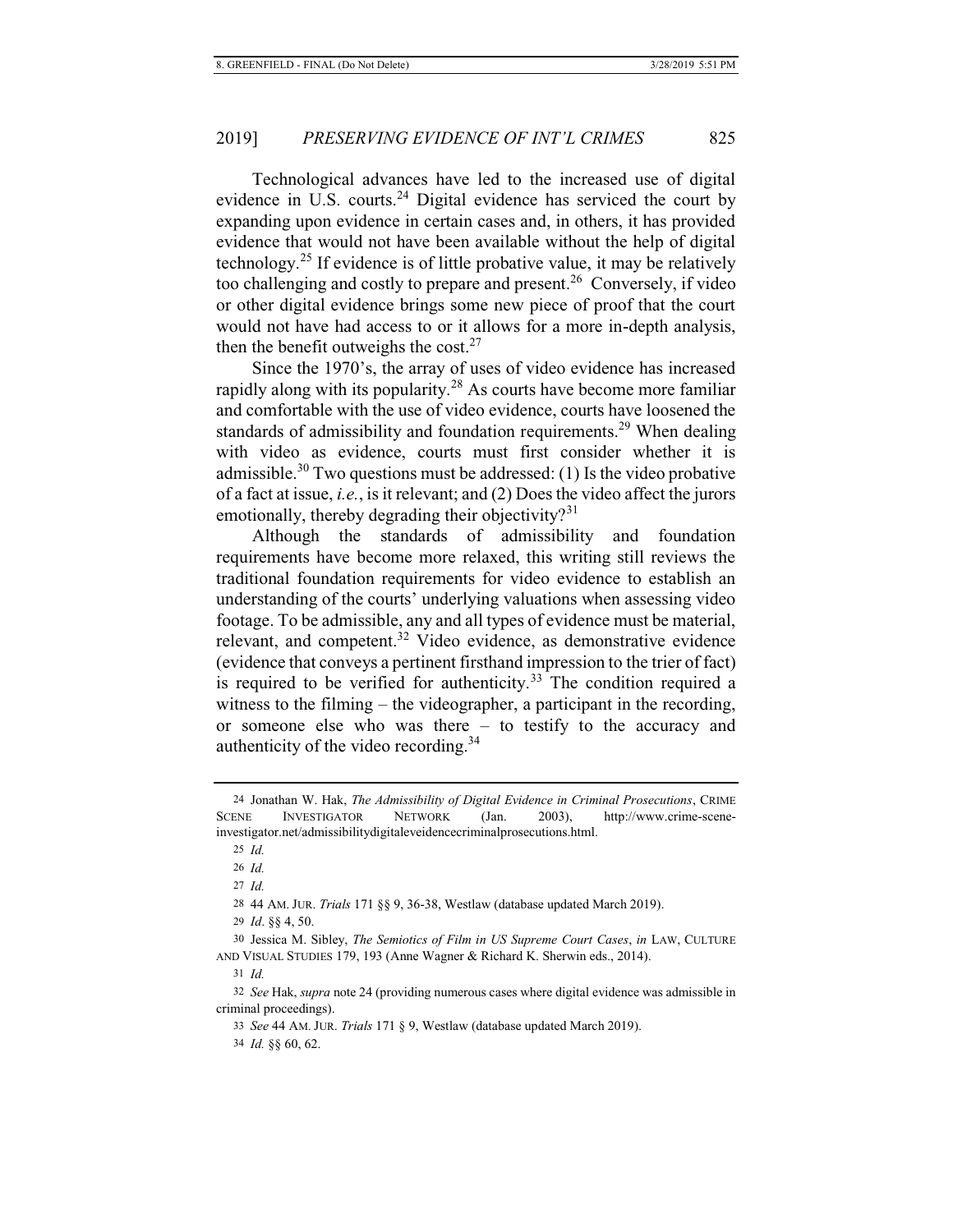Technological advances have led to the increased use of digital evidence in U.S. courts.[24] Digital evidence has serviced the court by expanding upon evidence in certain cases and, in others, it has provided evidence that would not have been available without the help of digital technology.[25] If evidence is of little probative value, it may be relatively too challenging and costly to prepare and present.[26] Conversely, if video or other digital evidence brings some new piece of proof that the court would not have had access to or it allows for a more in-depth analysis, then the benefit outweighs the cost.[27]

Since the 1970's, the array of uses of video evidence has increased rapidly along with its popularity.[28] As courts have become more familiar and comfortable with the use of video evidence, courts have loosened the standards of admissibility and foundation requirements.[29] When dealing with video as evidence, courts must first consider whether it is admissible.[30] Two questions must be addressed: (1) Is the video probative of a fact at issue, *i.e.*, is it relevant; and (2) Does the video affect the jurors emotionally, thereby degrading their objectivity?[31]

Although the standards of admissibility and foundation requirements have become more relaxed, this writing still reviews the traditional foundation requirements for video evidence to establish an understanding of the courts' underlying valuations when assessing video footage. To be admissible, any and all types of evidence must be material, relevant, and competent.[32] Video evidence, as demonstrative evidence (evidence that conveys a pertinent firsthand impression to the trier of fact) is required to be verified for authenticity.[33] The condition required a witness to the filming – the videographer, a participant in the recording, or someone else who was there – to testify to the accuracy and authenticity of the video recording.[34]

---

24 Jonathan W. Hak, *The Admissibility of Digital Evidence in Criminal Prosecutions*, CRIME SCENE INVESTIGATOR NETWORK (Jan. 2003), http://www.crime-scene-investigator.net/admissibilitydigitaleveidencecriminalprosecutions.html.

25 *Id.*

26 *Id.*

27 *Id.*

28 44 AM. JUR. *Trials* 171 §§ 9, 36-38, Westlaw (database updated March 2019).

29 *Id*. §§ 4, 50.

30 Jessica M. Sibley, *The Semiotics of Film in US Supreme Court Cases*, *in* LAW, CULTURE AND VISUAL STUDIES 179, 193 (Anne Wagner & Richard K. Sherwin eds., 2014).

31 *Id.*

32 *See* Hak, *supra* note 24 (providing numerous cases where digital evidence was admissible in criminal proceedings).

33 *See* 44 AM. JUR. *Trials* 171 § 9, Westlaw (database updated March 2019).

34 *Id.* §§ 60, 62.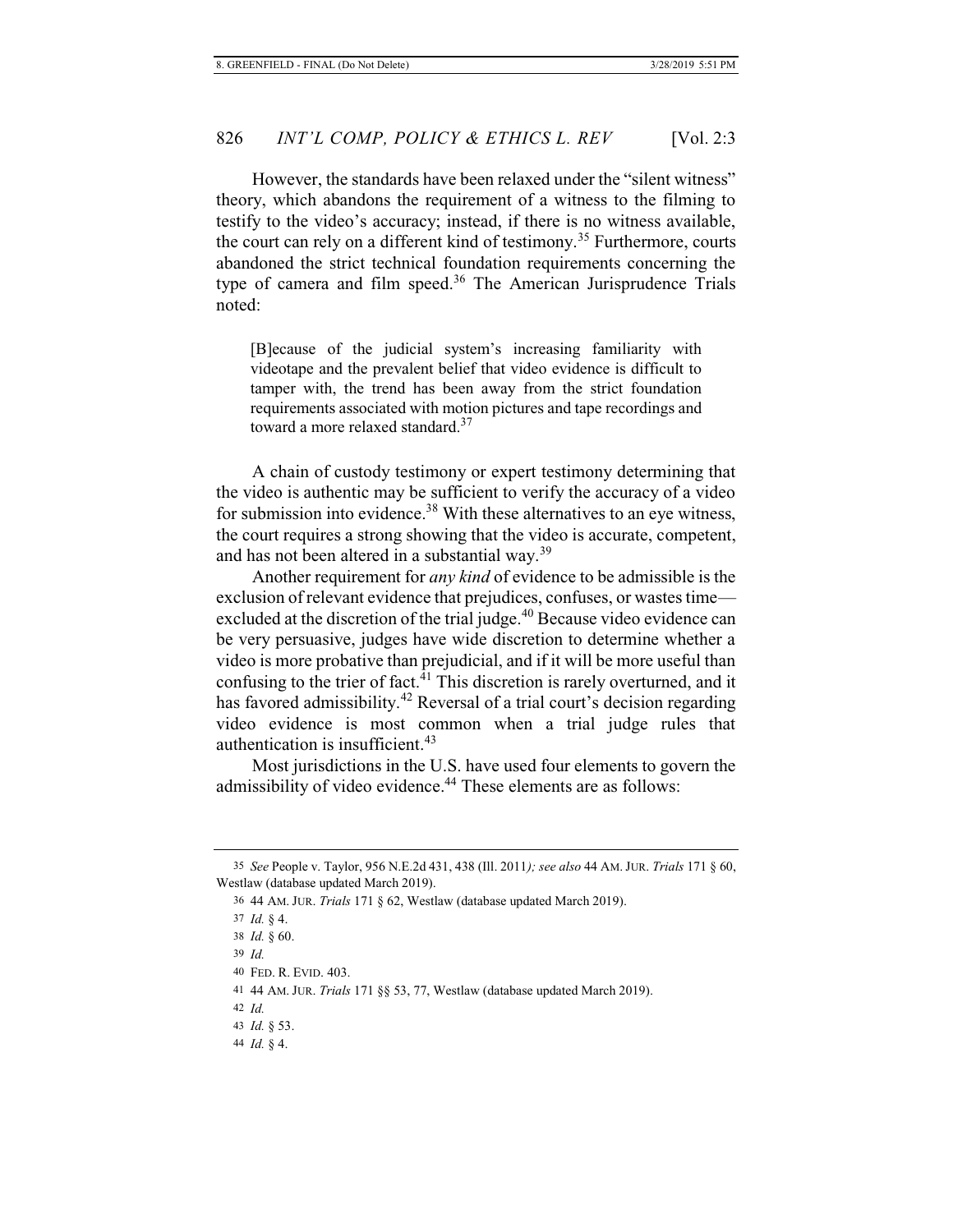However, the standards have been relaxed under the "silent witness" theory, which abandons the requirement of a witness to the filming to testify to the video's accuracy; instead, if there is no witness available, the court can rely on a different kind of testimony.[35] Furthermore, courts abandoned the strict technical foundation requirements concerning the type of camera and film speed.[36] The American Jurisprudence Trials noted:

> [B]ecause of the judicial system's increasing familiarity with videotape and the prevalent belief that video evidence is difficult to tamper with, the trend has been away from the strict foundation requirements associated with motion pictures and tape recordings and toward a more relaxed standard.[37]

A chain of custody testimony or expert testimony determining that the video is authentic may be sufficient to verify the accuracy of a video for submission into evidence.[38] With these alternatives to an eye witness, the court requires a strong showing that the video is accurate, competent, and has not been altered in a substantial way.[39]

Another requirement for *any kind* of evidence to be admissible is the exclusion of relevant evidence that prejudices, confuses, or wastes time—excluded at the discretion of the trial judge.[40] Because video evidence can be very persuasive, judges have wide discretion to determine whether a video is more probative than prejudicial, and if it will be more useful than confusing to the trier of fact.[41] This discretion is rarely overturned, and it has favored admissibility.[42] Reversal of a trial court's decision regarding video evidence is most common when a trial judge rules that authentication is insufficient.[43]

Most jurisdictions in the U.S. have used four elements to govern the admissibility of video evidence.[44] These elements are as follows:

---

35 *See* People v. Taylor, 956 N.E.2d 431, 438 (Ill. 2011*); see also* 44 AM. JUR. *Trials* 171 § 60, Westlaw (database updated March 2019).

36 44 AM. JUR. *Trials* 171 § 62, Westlaw (database updated March 2019).

37 *Id.* § 4.

38 *Id.* § 60.

39 *Id.*

40 FED. R. EVID. 403.

41 44 AM. JUR. *Trials* 171 §§ 53, 77, Westlaw (database updated March 2019).

42 *Id.*

43 *Id.* § 53.

44 *Id.* § 4.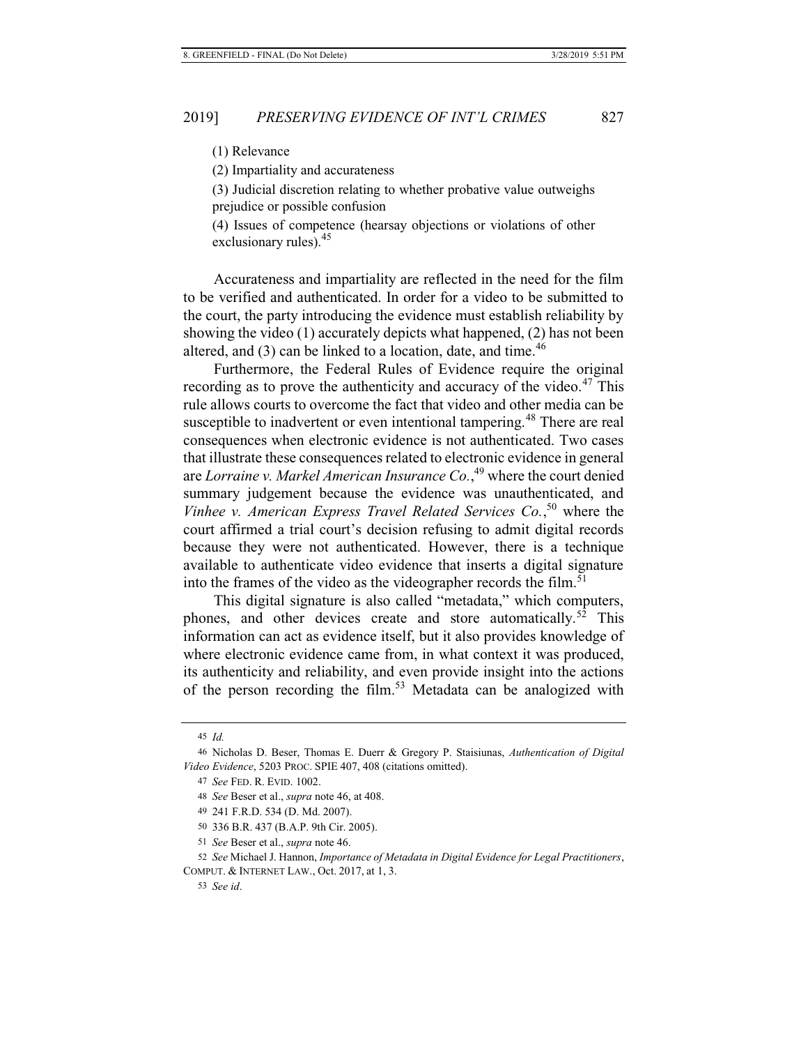(1) Relevance

(2) Impartiality and accurateness

(3) Judicial discretion relating to whether probative value outweighs prejudice or possible confusion

(4) Issues of competence (hearsay objections or violations of other exclusionary rules).[45]

Accurateness and impartiality are reflected in the need for the film to be verified and authenticated. In order for a video to be submitted to the court, the party introducing the evidence must establish reliability by showing the video (1) accurately depicts what happened, (2) has not been altered, and (3) can be linked to a location, date, and time.[46]

Furthermore, the Federal Rules of Evidence require the original recording as to prove the authenticity and accuracy of the video.[47] This rule allows courts to overcome the fact that video and other media can be susceptible to inadvertent or even intentional tampering.[48] There are real consequences when electronic evidence is not authenticated. Two cases that illustrate these consequences related to electronic evidence in general are *Lorraine v. Markel American Insurance Co.*,[49] where the court denied summary judgement because the evidence was unauthenticated, and *Vinhee v. American Express Travel Related Services Co.*,[50] where the court affirmed a trial court's decision refusing to admit digital records because they were not authenticated. However, there is a technique available to authenticate video evidence that inserts a digital signature into the frames of the video as the videographer records the film.[51]

This digital signature is also called "metadata," which computers, phones, and other devices create and store automatically.[52] This information can act as evidence itself, but it also provides knowledge of where electronic evidence came from, in what context it was produced, its authenticity and reliability, and even provide insight into the actions of the person recording the film.[53] Metadata can be analogized with

---

45 *Id.*

46 Nicholas D. Beser, Thomas E. Duerr & Gregory P. Staisiunas, *Authentication of Digital Video Evidence*, 5203 PROC. SPIE 407, 408 (citations omitted).

47 *See* FED. R. EVID. 1002.

48 *See* Beser et al., *supra* note 46, at 408.

49 241 F.R.D. 534 (D. Md. 2007).

50 336 B.R. 437 (B.A.P. 9th Cir. 2005).

51 *See* Beser et al., *supra* note 46.

52 *See* Michael J. Hannon, *Importance of Metadata in Digital Evidence for Legal Practitioners*, COMPUT. & INTERNET LAW., Oct. 2017, at 1, 3.

53 *See id*.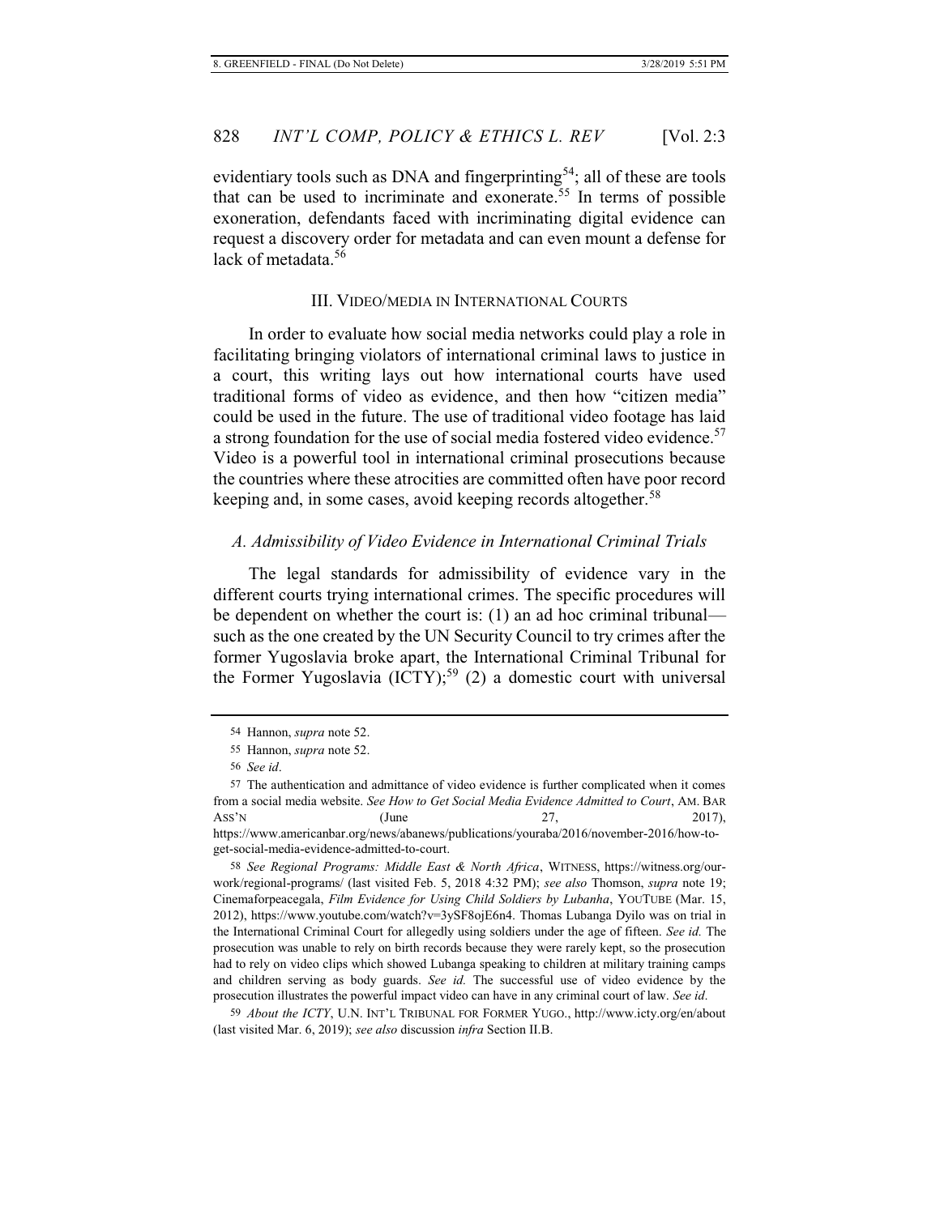evidentiary tools such as DNA and fingerprinting[54]; all of these are tools that can be used to incriminate and exonerate.[55] In terms of possible exoneration, defendants faced with incriminating digital evidence can request a discovery order for metadata and can even mount a defense for lack of metadata.[56]

## III. VIDEO/MEDIA IN INTERNATIONAL COURTS

In order to evaluate how social media networks could play a role in facilitating bringing violators of international criminal laws to justice in a court, this writing lays out how international courts have used traditional forms of video as evidence, and then how "citizen media" could be used in the future. The use of traditional video footage has laid a strong foundation for the use of social media fostered video evidence.[57] Video is a powerful tool in international criminal prosecutions because the countries where these atrocities are committed often have poor record keeping and, in some cases, avoid keeping records altogether.[58]

### *A. Admissibility of Video Evidence in International Criminal Trials*

The legal standards for admissibility of evidence vary in the different courts trying international crimes. The specific procedures will be dependent on whether the court is: (1) an ad hoc criminal tribunal—such as the one created by the UN Security Council to try crimes after the former Yugoslavia broke apart, the International Criminal Tribunal for the Former Yugoslavia (ICTY);[59] (2) a domestic court with universal

---

54 Hannon, *supra* note 52.

55 Hannon, *supra* note 52.

56 *See id*.

57 The authentication and admittance of video evidence is further complicated when it comes from a social media website. *See How to Get Social Media Evidence Admitted to Court*, AM. BAR ASS'N (June 27, 2017), https://www.americanbar.org/news/abanews/publications/youraba/2016/november-2016/how-to-get-social-media-evidence-admitted-to-court.

58 *See Regional Programs: Middle East & North Africa*, WITNESS, https://witness.org/our-work/regional-programs/ (last visited Feb. 5, 2018 4:32 PM); *see also* Thomson, *supra* note 19; Cinemaforpeacegala, *Film Evidence for Using Child Soldiers by Lubanha*, YOUTUBE (Mar. 15, 2012), https://www.youtube.com/watch?v=3ySF8ojE6n4. Thomas Lubanga Dyilo was on trial in the International Criminal Court for allegedly using soldiers under the age of fifteen. *See id.* The prosecution was unable to rely on birth records because they were rarely kept, so the prosecution had to rely on video clips which showed Lubanga speaking to children at military training camps and children serving as body guards. *See id.* The successful use of video evidence by the prosecution illustrates the powerful impact video can have in any criminal court of law. *See id*.

59 *About the ICTY*, U.N. INT'L TRIBUNAL FOR FORMER YUGO., http://www.icty.org/en/about (last visited Mar. 6, 2019); *see also* discussion *infra* Section II.B.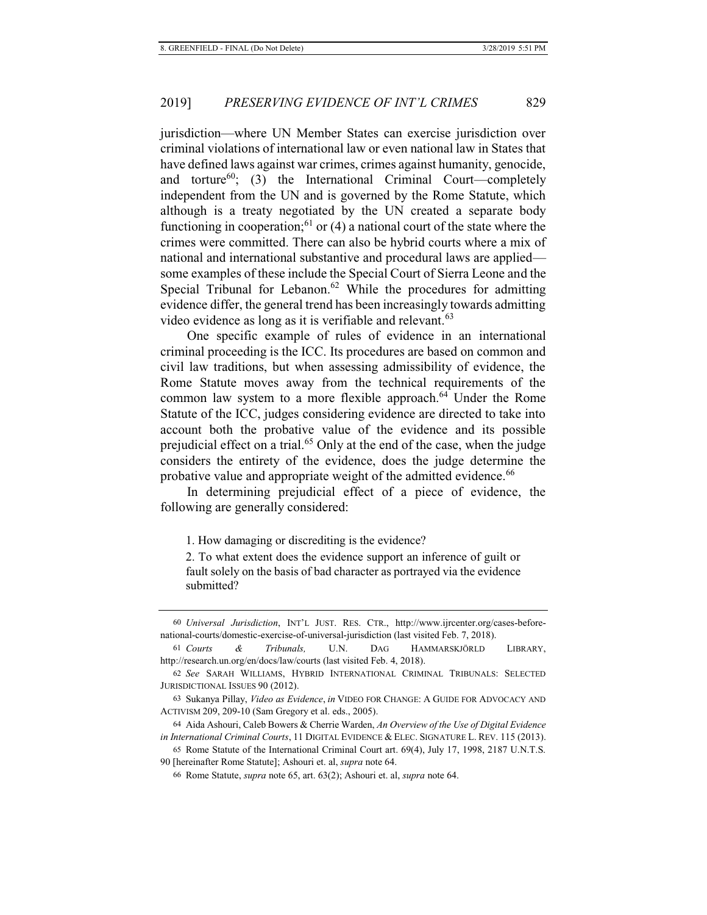jurisdiction—where UN Member States can exercise jurisdiction over criminal violations of international law or even national law in States that have defined laws against war crimes, crimes against humanity, genocide, and torture[60]; (3) the International Criminal Court—completely independent from the UN and is governed by the Rome Statute, which although is a treaty negotiated by the UN created a separate body functioning in cooperation;[61] or (4) a national court of the state where the crimes were committed. There can also be hybrid courts where a mix of national and international substantive and procedural laws are applied—some examples of these include the Special Court of Sierra Leone and the Special Tribunal for Lebanon.[62] While the procedures for admitting evidence differ, the general trend has been increasingly towards admitting video evidence as long as it is verifiable and relevant.[63]

One specific example of rules of evidence in an international criminal proceeding is the ICC. Its procedures are based on common and civil law traditions, but when assessing admissibility of evidence, the Rome Statute moves away from the technical requirements of the common law system to a more flexible approach.[64] Under the Rome Statute of the ICC, judges considering evidence are directed to take into account both the probative value of the evidence and its possible prejudicial effect on a trial.[65] Only at the end of the case, when the judge considers the entirety of the evidence, does the judge determine the probative value and appropriate weight of the admitted evidence.[66]

In determining prejudicial effect of a piece of evidence, the following are generally considered:

> 1. How damaging or discrediting is the evidence?
>
> 2. To what extent does the evidence support an inference of guilt or fault solely on the basis of bad character as portrayed via the evidence submitted?

---

60 *Universal Jurisdiction*, INT'L JUST. RES. CTR., http://www.ijrcenter.org/cases-before-national-courts/domestic-exercise-of-universal-jurisdiction (last visited Feb. 7, 2018).

61 *Courts & Tribunals,* U.N. DAG HAMMARSKJÖRLD LIBRARY, http://research.un.org/en/docs/law/courts (last visited Feb. 4, 2018).

62 *See* SARAH WILLIAMS, HYBRID INTERNATIONAL CRIMINAL TRIBUNALS: SELECTED JURISDICTIONAL ISSUES 90 (2012).

63 Sukanya Pillay, *Video as Evidence*, *in* VIDEO FOR CHANGE: A GUIDE FOR ADVOCACY AND ACTIVISM 209, 209-10 (Sam Gregory et al. eds., 2005).

64 Aida Ashouri, Caleb Bowers & Cherrie Warden, *An Overview of the Use of Digital Evidence in International Criminal Courts*, 11 DIGITAL EVIDENCE & ELEC. SIGNATURE L. REV. 115 (2013).

65 Rome Statute of the International Criminal Court art. 69(4), July 17, 1998, 2187 U.N.T.S. 90 [hereinafter Rome Statute]; Ashouri et. al, *supra* note 64.

66 Rome Statute, *supra* note 65, art. 63(2); Ashouri et. al, *supra* note 64.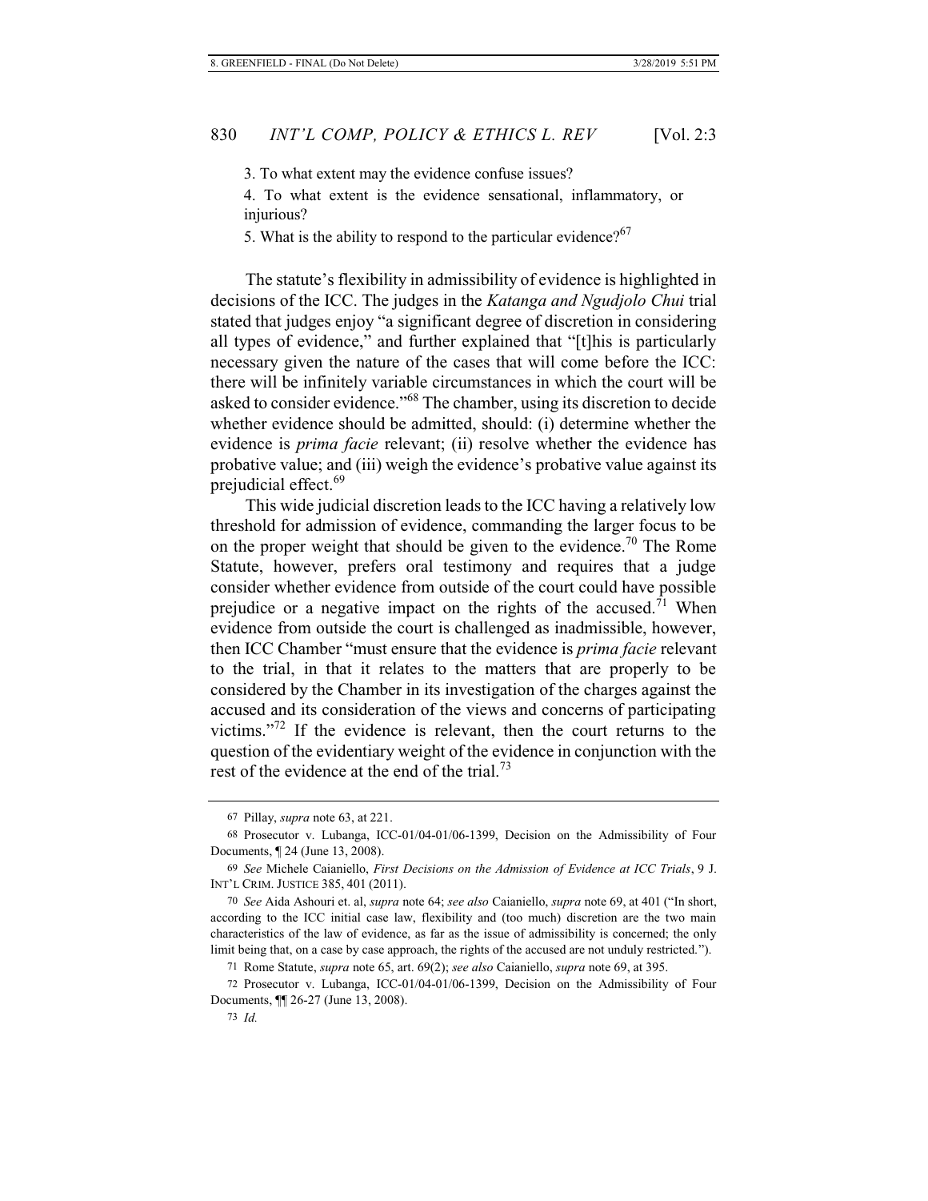3. To what extent may the evidence confuse issues?

4. To what extent is the evidence sensational, inflammatory, or injurious?

5. What is the ability to respond to the particular evidence?[67]

The statute's flexibility in admissibility of evidence is highlighted in decisions of the ICC. The judges in the *Katanga and Ngudjolo Chui* trial stated that judges enjoy "a significant degree of discretion in considering all types of evidence," and further explained that "[t]his is particularly necessary given the nature of the cases that will come before the ICC: there will be infinitely variable circumstances in which the court will be asked to consider evidence."[68] The chamber, using its discretion to decide whether evidence should be admitted, should: (i) determine whether the evidence is *prima facie* relevant; (ii) resolve whether the evidence has probative value; and (iii) weigh the evidence's probative value against its prejudicial effect.[69]

This wide judicial discretion leads to the ICC having a relatively low threshold for admission of evidence, commanding the larger focus to be on the proper weight that should be given to the evidence.[70] The Rome Statute, however, prefers oral testimony and requires that a judge consider whether evidence from outside of the court could have possible prejudice or a negative impact on the rights of the accused.[71] When evidence from outside the court is challenged as inadmissible, however, then ICC Chamber "must ensure that the evidence is *prima facie* relevant to the trial, in that it relates to the matters that are properly to be considered by the Chamber in its investigation of the charges against the accused and its consideration of the views and concerns of participating victims."[72] If the evidence is relevant, then the court returns to the question of the evidentiary weight of the evidence in conjunction with the rest of the evidence at the end of the trial.[73]

---

67 Pillay, *supra* note 63, at 221.

68 Prosecutor v. Lubanga, ICC-01/04-01/06-1399, Decision on the Admissibility of Four Documents, ¶ 24 (June 13, 2008).

69 *See* Michele Caianiello, *First Decisions on the Admission of Evidence at ICC Trials*, 9 J. INT'L CRIM. JUSTICE 385, 401 (2011).

70 *See* Aida Ashouri et. al, *supra* note 64; *see also* Caianiello, *supra* note 69, at 401 ("In short, according to the ICC initial case law, flexibility and (too much) discretion are the two main characteristics of the law of evidence, as far as the issue of admissibility is concerned; the only limit being that, on a case by case approach, the rights of the accused are not unduly restricted.").

71 Rome Statute, *supra* note 65, art. 69(2); *see also* Caianiello, *supra* note 69, at 395.

72 Prosecutor v. Lubanga, ICC-01/04-01/06-1399, Decision on the Admissibility of Four Documents, ¶¶ 26-27 (June 13, 2008).

73 *Id.*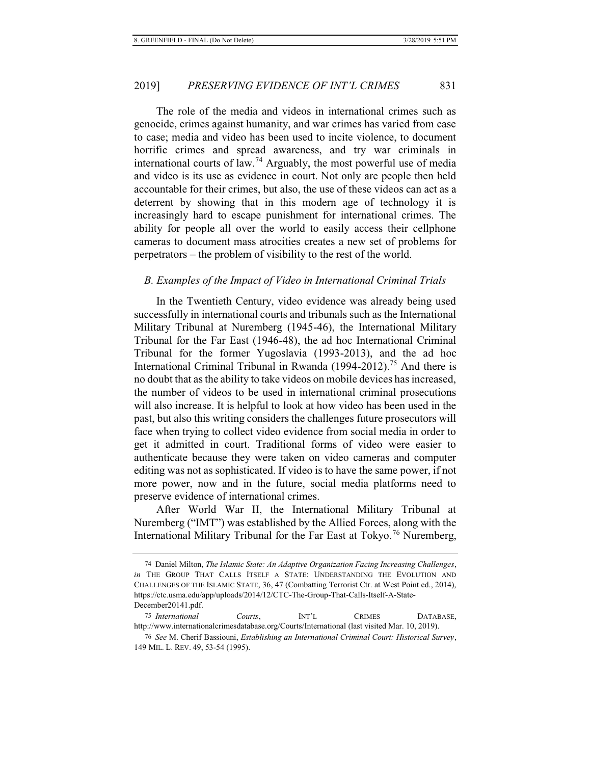The role of the media and videos in international crimes such as genocide, crimes against humanity, and war crimes has varied from case to case; media and video has been used to incite violence, to document horrific crimes and spread awareness, and try war criminals in international courts of law.[74] Arguably, the most powerful use of media and video is its use as evidence in court. Not only are people then held accountable for their crimes, but also, the use of these videos can act as a deterrent by showing that in this modern age of technology it is increasingly hard to escape punishment for international crimes. The ability for people all over the world to easily access their cellphone cameras to document mass atrocities creates a new set of problems for perpetrators – the problem of visibility to the rest of the world.

### *B. Examples of the Impact of Video in International Criminal Trials*

In the Twentieth Century, video evidence was already being used successfully in international courts and tribunals such as the International Military Tribunal at Nuremberg (1945-46), the International Military Tribunal for the Far East (1946-48), the ad hoc International Criminal Tribunal for the former Yugoslavia (1993-2013), and the ad hoc International Criminal Tribunal in Rwanda (1994-2012).[75] And there is no doubt that as the ability to take videos on mobile devices has increased, the number of videos to be used in international criminal prosecutions will also increase. It is helpful to look at how video has been used in the past, but also this writing considers the challenges future prosecutors will face when trying to collect video evidence from social media in order to get it admitted in court. Traditional forms of video were easier to authenticate because they were taken on video cameras and computer editing was not as sophisticated. If video is to have the same power, if not more power, now and in the future, social media platforms need to preserve evidence of international crimes.

After World War II, the International Military Tribunal at Nuremberg ("IMT") was established by the Allied Forces, along with the International Military Tribunal for the Far East at Tokyo.[76] Nuremberg,

---

[74] Daniel Milton, *The Islamic State: An Adaptive Organization Facing Increasing Challenges*, *in* THE GROUP THAT CALLS ITSELF A STATE: UNDERSTANDING THE EVOLUTION AND CHALLENGES OF THE ISLAMIC STATE, 36, 47 (Combatting Terrorist Ctr. at West Point ed., 2014), https://ctc.usma.edu/app/uploads/2014/12/CTC-The-Group-That-Calls-Itself-A-State-December20141.pdf.

[75] *International Courts*, INT'L CRIMES DATABASE, http://www.internationalcrimesdatabase.org/Courts/International (last visited Mar. 10, 2019).

[76] *See* M. Cherif Bassiouni, *Establishing an International Criminal Court: Historical Survey*, 149 MIL. L. REV. 49, 53-54 (1995).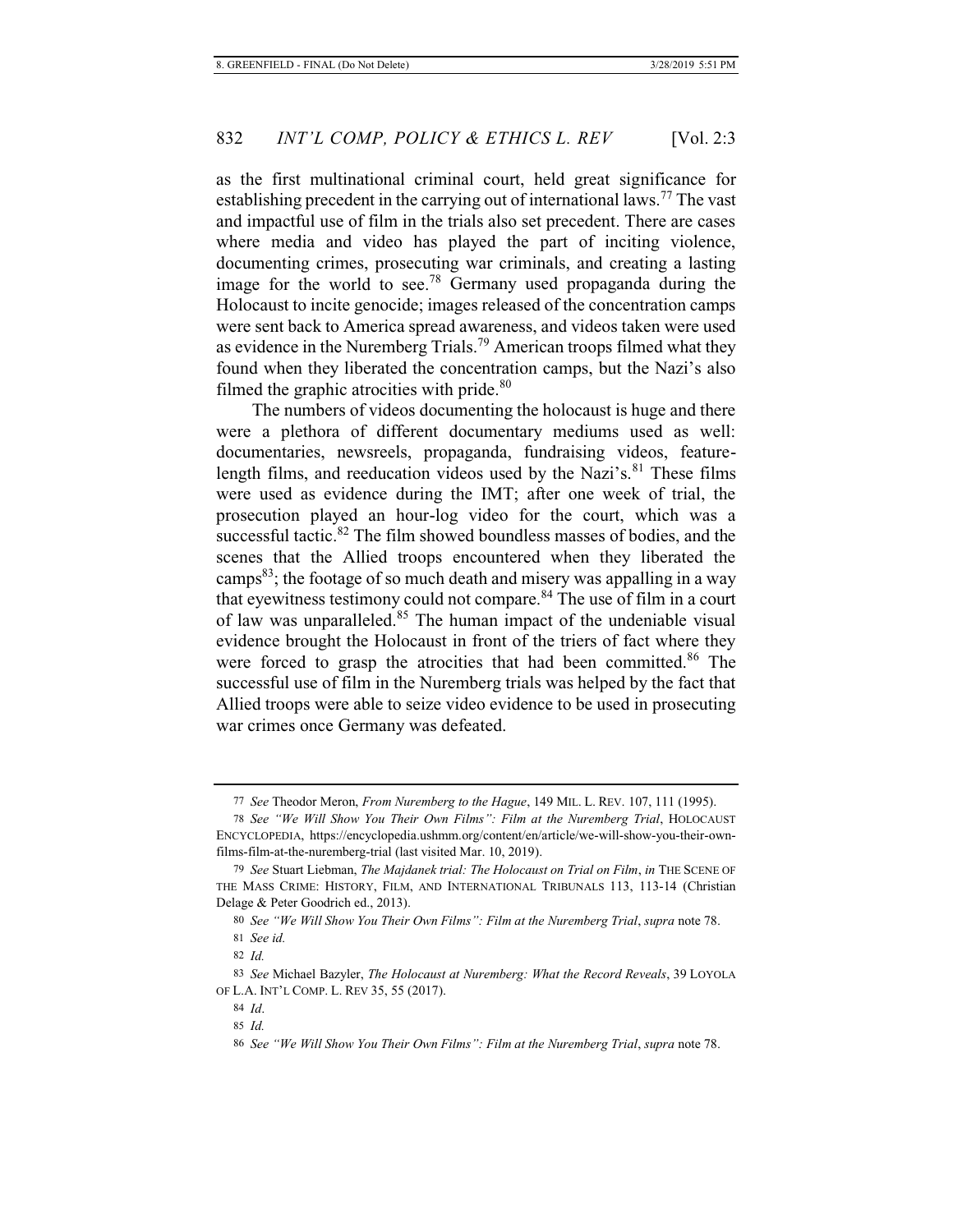as the first multinational criminal court, held great significance for establishing precedent in the carrying out of international laws.[77] The vast and impactful use of film in the trials also set precedent. There are cases where media and video has played the part of inciting violence, documenting crimes, prosecuting war criminals, and creating a lasting image for the world to see.[78] Germany used propaganda during the Holocaust to incite genocide; images released of the concentration camps were sent back to America spread awareness, and videos taken were used as evidence in the Nuremberg Trials.[79] American troops filmed what they found when they liberated the concentration camps, but the Nazi's also filmed the graphic atrocities with pride.[80]

The numbers of videos documenting the holocaust is huge and there were a plethora of different documentary mediums used as well: documentaries, newsreels, propaganda, fundraising videos, feature-length films, and reeducation videos used by the Nazi's.[81] These films were used as evidence during the IMT; after one week of trial, the prosecution played an hour-log video for the court, which was a successful tactic.[82] The film showed boundless masses of bodies, and the scenes that the Allied troops encountered when they liberated the camps[83]; the footage of so much death and misery was appalling in a way that eyewitness testimony could not compare.[84] The use of film in a court of law was unparalleled.[85] The human impact of the undeniable visual evidence brought the Holocaust in front of the triers of fact where they were forced to grasp the atrocities that had been committed.[86] The successful use of film in the Nuremberg trials was helped by the fact that Allied troops were able to seize video evidence to be used in prosecuting war crimes once Germany was defeated.

---

77 *See* Theodor Meron, *From Nuremberg to the Hague*, 149 MIL. L. REV. 107, 111 (1995).

78 *See "We Will Show You Their Own Films": Film at the Nuremberg Trial*, HOLOCAUST ENCYCLOPEDIA, https://encyclopedia.ushmm.org/content/en/article/we-will-show-you-their-own-films-film-at-the-nuremberg-trial (last visited Mar. 10, 2019).

79 *See* Stuart Liebman, *The Majdanek trial: The Holocaust on Trial on Film*, *in* THE SCENE OF THE MASS CRIME: HISTORY, FILM, AND INTERNATIONAL TRIBUNALS 113, 113-14 (Christian Delage & Peter Goodrich ed., 2013).

80 *See "We Will Show You Their Own Films": Film at the Nuremberg Trial*, *supra* note 78.

81 *See id.*

82 *Id.*

83 *See* Michael Bazyler, *The Holocaust at Nuremberg: What the Record Reveals*, 39 LOYOLA OF L.A. INT'L COMP. L. REV 35, 55 (2017).

84 *Id*.

85 *Id.*

86 *See "We Will Show You Their Own Films": Film at the Nuremberg Trial*, *supra* note 78.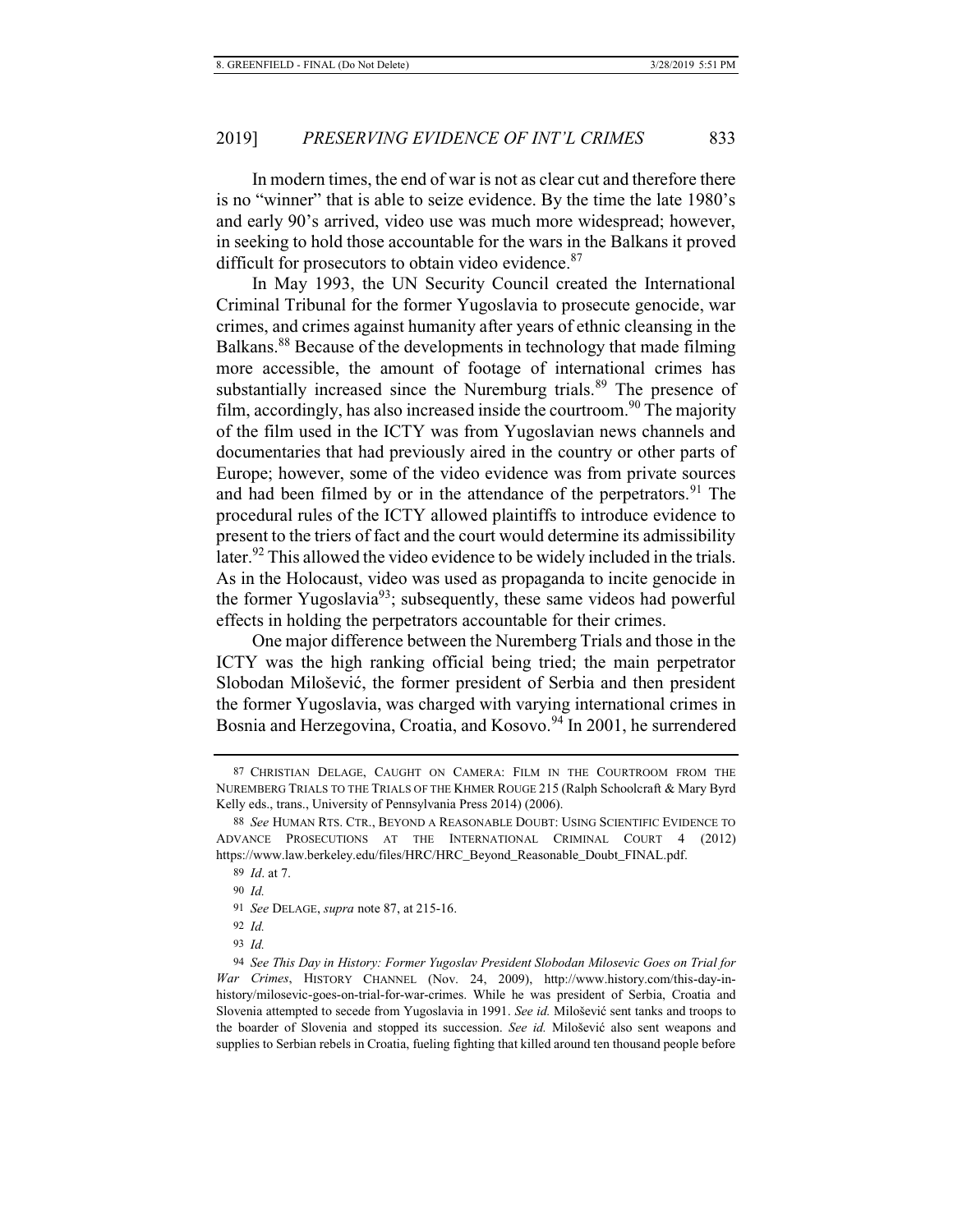In modern times, the end of war is not as clear cut and therefore there is no "winner" that is able to seize evidence. By the time the late 1980's and early 90's arrived, video use was much more widespread; however, in seeking to hold those accountable for the wars in the Balkans it proved difficult for prosecutors to obtain video evidence.[87]

In May 1993, the UN Security Council created the International Criminal Tribunal for the former Yugoslavia to prosecute genocide, war crimes, and crimes against humanity after years of ethnic cleansing in the Balkans.[88] Because of the developments in technology that made filming more accessible, the amount of footage of international crimes has substantially increased since the Nuremburg trials.[89] The presence of film, accordingly, has also increased inside the courtroom.[90] The majority of the film used in the ICTY was from Yugoslavian news channels and documentaries that had previously aired in the country or other parts of Europe; however, some of the video evidence was from private sources and had been filmed by or in the attendance of the perpetrators.[91] The procedural rules of the ICTY allowed plaintiffs to introduce evidence to present to the triers of fact and the court would determine its admissibility later.[92] This allowed the video evidence to be widely included in the trials. As in the Holocaust, video was used as propaganda to incite genocide in the former Yugoslavia[93]; subsequently, these same videos had powerful effects in holding the perpetrators accountable for their crimes.

One major difference between the Nuremberg Trials and those in the ICTY was the high ranking official being tried; the main perpetrator Slobodan Milošević, the former president of Serbia and then president the former Yugoslavia, was charged with varying international crimes in Bosnia and Herzegovina, Croatia, and Kosovo.[94] In 2001, he surrendered

---

87 CHRISTIAN DELAGE, CAUGHT ON CAMERA: FILM IN THE COURTROOM FROM THE NUREMBERG TRIALS TO THE TRIALS OF THE KHMER ROUGE 215 (Ralph Schoolcraft & Mary Byrd Kelly eds., trans., University of Pennsylvania Press 2014) (2006).

88 *See* HUMAN RTS. CTR., BEYOND A REASONABLE DOUBT: USING SCIENTIFIC EVIDENCE TO ADVANCE PROSECUTIONS AT THE INTERNATIONAL CRIMINAL COURT 4 (2012) https://www.law.berkeley.edu/files/HRC/HRC_Beyond_Reasonable_Doubt_FINAL.pdf.

89 *Id*. at 7.

90 *Id.*

91 *See* DELAGE, *supra* note 87, at 215-16.

92 *Id.*

93 *Id.*

94 *See This Day in History: Former Yugoslav President Slobodan Milosevic Goes on Trial for War Crimes*, HISTORY CHANNEL (Nov. 24, 2009), http://www.history.com/this-day-in-history/milosevic-goes-on-trial-for-war-crimes. While he was president of Serbia, Croatia and Slovenia attempted to secede from Yugoslavia in 1991. *See id.* Milošević sent tanks and troops to the boarder of Slovenia and stopped its succession. *See id.* Milošević also sent weapons and supplies to Serbian rebels in Croatia, fueling fighting that killed around ten thousand people before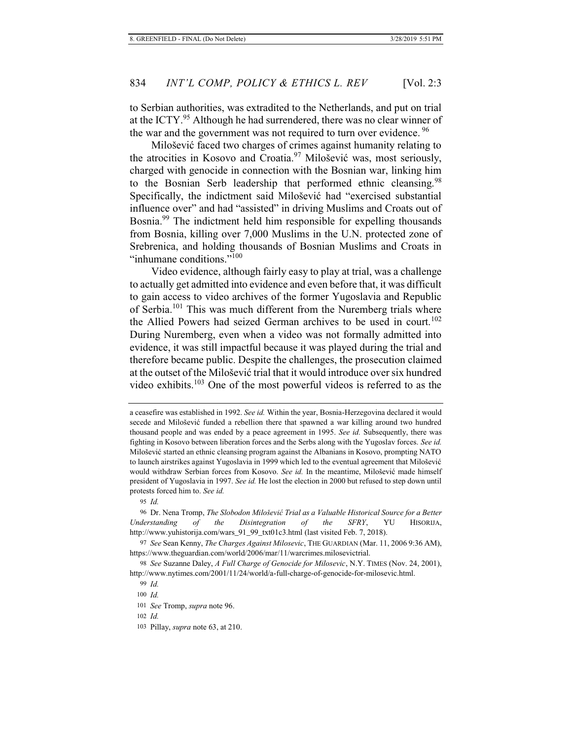to Serbian authorities, was extradited to the Netherlands, and put on trial at the ICTY.[95] Although he had surrendered, there was no clear winner of the war and the government was not required to turn over evidence.[96]

Milošević faced two charges of crimes against humanity relating to the atrocities in Kosovo and Croatia.[97] Milošević was, most seriously, charged with genocide in connection with the Bosnian war, linking him to the Bosnian Serb leadership that performed ethnic cleansing.[98] Specifically, the indictment said Milošević had "exercised substantial influence over" and had "assisted" in driving Muslims and Croats out of Bosnia.[99] The indictment held him responsible for expelling thousands from Bosnia, killing over 7,000 Muslims in the U.N. protected zone of Srebrenica, and holding thousands of Bosnian Muslims and Croats in "inhumane conditions."[100]

Video evidence, although fairly easy to play at trial, was a challenge to actually get admitted into evidence and even before that, it was difficult to gain access to video archives of the former Yugoslavia and Republic of Serbia.[101] This was much different from the Nuremberg trials where the Allied Powers had seized German archives to be used in court.[102] During Nuremberg, even when a video was not formally admitted into evidence, it was still impactful because it was played during the trial and therefore became public. Despite the challenges, the prosecution claimed at the outset of the Milošević trial that it would introduce over six hundred video exhibits.[103] One of the most powerful videos is referred to as the

---

a ceasefire was established in 1992. *See id.* Within the year, Bosnia-Herzegovina declared it would secede and Milošević funded a rebellion there that spawned a war killing around two hundred thousand people and was ended by a peace agreement in 1995. *See id.* Subsequently, there was fighting in Kosovo between liberation forces and the Serbs along with the Yugoslav forces. *See id.* Milošević started an ethnic cleansing program against the Albanians in Kosovo, prompting NATO to launch airstrikes against Yugoslavia in 1999 which led to the eventual agreement that Milošević would withdraw Serbian forces from Kosovo. *See id.* In the meantime, Milošević made himself president of Yugoslavia in 1997. *See id.* He lost the election in 2000 but refused to step down until protests forced him to. *See id.*

95 *Id.*

96 Dr. Nena Tromp, *The Slobodon Milošević Trial as a Valuable Historical Source for a Better Understanding of the Disintegration of the SFRY*, YU HISORIJA, http://www.yuhistorija.com/wars_91_99_txt01c3.html (last visited Feb. 7, 2018).

97 *See* Sean Kenny, *The Charges Against Milosevic*, THE GUARDIAN (Mar. 11, 2006 9:36 AM), https://www.theguardian.com/world/2006/mar/11/warcrimes.milosevictrial.

98 *See* Suzanne Daley, *A Full Charge of Genocide for Milosevic*, N.Y. TIMES (Nov. 24, 2001), http://www.nytimes.com/2001/11/24/world/a-full-charge-of-genocide-for-milosevic.html.

99 *Id.*

100 *Id.*

101 *See* Tromp, *supra* note 96.

102 *Id.*

103 Pillay, *supra* note 63, at 210.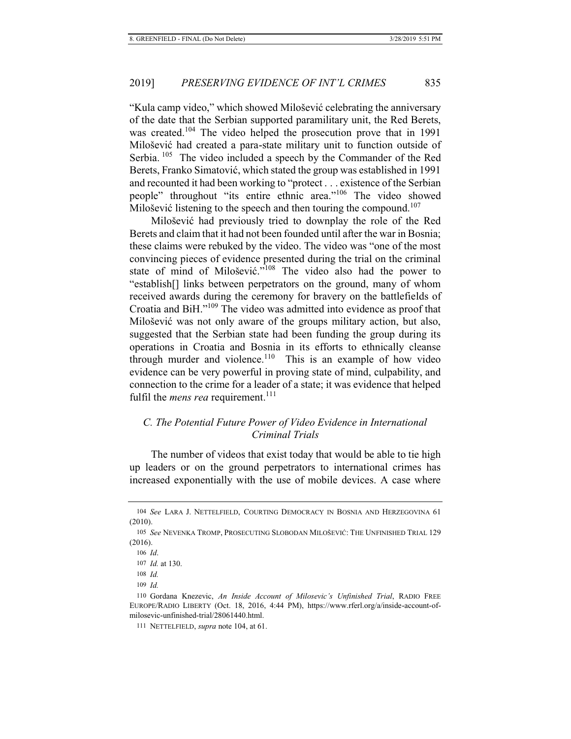"Kula camp video," which showed Milošević celebrating the anniversary of the date that the Serbian supported paramilitary unit, the Red Berets, was created.[104] The video helped the prosecution prove that in 1991 Milošević had created a para-state military unit to function outside of Serbia.[105] The video included a speech by the Commander of the Red Berets, Franko Simatović, which stated the group was established in 1991 and recounted it had been working to "protect . . . existence of the Serbian people" throughout "its entire ethnic area."[106] The video showed Milošević listening to the speech and then touring the compound.[107]

Milošević had previously tried to downplay the role of the Red Berets and claim that it had not been founded until after the war in Bosnia; these claims were rebuked by the video. The video was "one of the most convincing pieces of evidence presented during the trial on the criminal state of mind of Milošević."[108] The video also had the power to "establish[] links between perpetrators on the ground, many of whom received awards during the ceremony for bravery on the battlefields of Croatia and BiH."[109] The video was admitted into evidence as proof that Milošević was not only aware of the groups military action, but also, suggested that the Serbian state had been funding the group during its operations in Croatia and Bosnia in its efforts to ethnically cleanse through murder and violence.[110] This is an example of how video evidence can be very powerful in proving state of mind, culpability, and connection to the crime for a leader of a state; it was evidence that helped fulfil the *mens rea* requirement.[111]

### C. The Potential Future Power of Video Evidence in International Criminal Trials

The number of videos that exist today that would be able to tie high up leaders or on the ground perpetrators to international crimes has increased exponentially with the use of mobile devices. A case where

---

104 *See* LARA J. NETTELFIELD, COURTING DEMOCRACY IN BOSNIA AND HERZEGOVINA 61 (2010).

105 *See* NEVENKA TROMP, PROSECUTING SLOBODAN MILOŠEVIĆ: THE UNFINISHED TRIAL 129 (2016).

106 *Id*.

107 *Id.* at 130.

108 *Id.*

109 *Id.*

110 Gordana Knezevic, *An Inside Account of Milosevic's Unfinished Trial*, RADIO FREE EUROPE/RADIO LIBERTY (Oct. 18, 2016, 4:44 PM), https://www.rferl.org/a/inside-account-of-milosevic-unfinished-trial/28061440.html.

111 NETTELFIELD, *supra* note 104, at 61.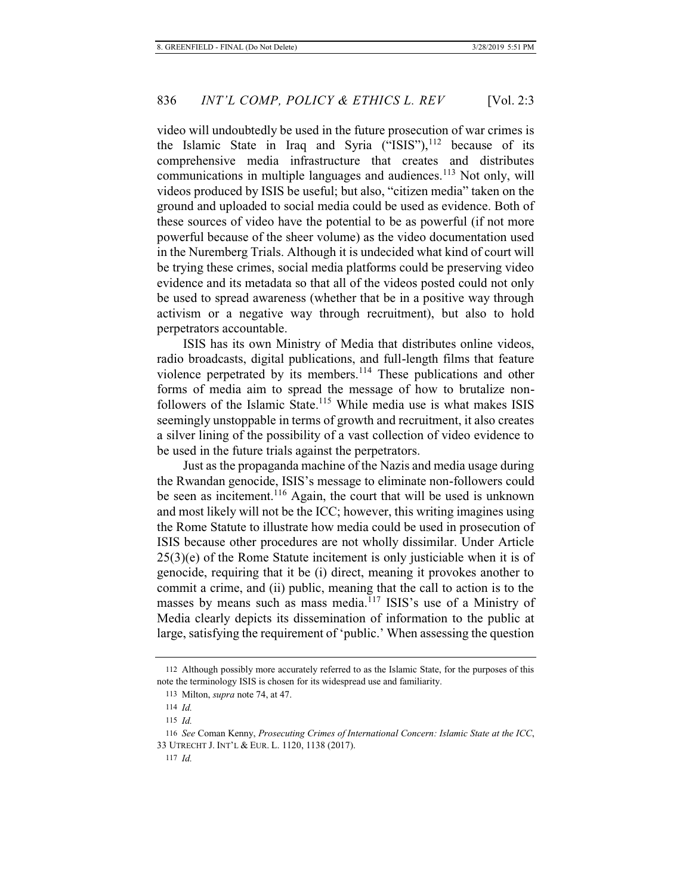video will undoubtedly be used in the future prosecution of war crimes is the Islamic State in Iraq and Syria ("ISIS"),[112] because of its comprehensive media infrastructure that creates and distributes communications in multiple languages and audiences.[113] Not only, will videos produced by ISIS be useful; but also, "citizen media" taken on the ground and uploaded to social media could be used as evidence. Both of these sources of video have the potential to be as powerful (if not more powerful because of the sheer volume) as the video documentation used in the Nuremberg Trials. Although it is undecided what kind of court will be trying these crimes, social media platforms could be preserving video evidence and its metadata so that all of the videos posted could not only be used to spread awareness (whether that be in a positive way through activism or a negative way through recruitment), but also to hold perpetrators accountable.

ISIS has its own Ministry of Media that distributes online videos, radio broadcasts, digital publications, and full-length films that feature violence perpetrated by its members.[114] These publications and other forms of media aim to spread the message of how to brutalize non-followers of the Islamic State.[115] While media use is what makes ISIS seemingly unstoppable in terms of growth and recruitment, it also creates a silver lining of the possibility of a vast collection of video evidence to be used in the future trials against the perpetrators.

Just as the propaganda machine of the Nazis and media usage during the Rwandan genocide, ISIS's message to eliminate non-followers could be seen as incitement.[116] Again, the court that will be used is unknown and most likely will not be the ICC; however, this writing imagines using the Rome Statute to illustrate how media could be used in prosecution of ISIS because other procedures are not wholly dissimilar. Under Article 25(3)(e) of the Rome Statute incitement is only justiciable when it is of genocide, requiring that it be (i) direct, meaning it provokes another to commit a crime, and (ii) public, meaning that the call to action is to the masses by means such as mass media.[117] ISIS's use of a Ministry of Media clearly depicts its dissemination of information to the public at large, satisfying the requirement of 'public.' When assessing the question

---

112 Although possibly more accurately referred to as the Islamic State, for the purposes of this note the terminology ISIS is chosen for its widespread use and familiarity.

113 Milton, *supra* note 74, at 47.

114 *Id.*

115 *Id.*

116 *See* Coman Kenny, *Prosecuting Crimes of International Concern: Islamic State at the ICC*, 33 UTRECHT J. INT'L & EUR. L. 1120, 1138 (2017).

117 *Id.*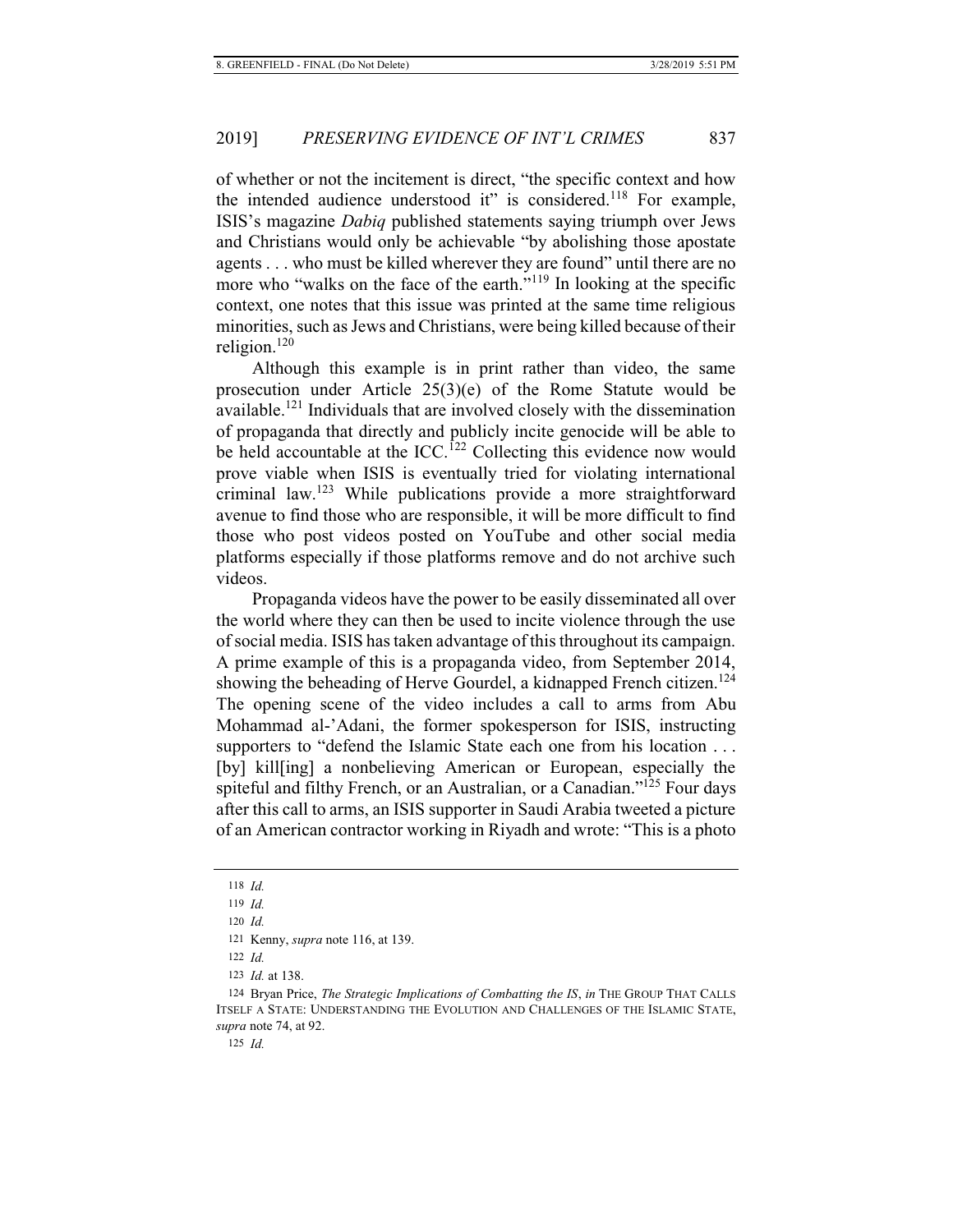of whether or not the incitement is direct, "the specific context and how the intended audience understood it" is considered.[118] For example, ISIS's magazine *Dabiq* published statements saying triumph over Jews and Christians would only be achievable "by abolishing those apostate agents . . . who must be killed wherever they are found" until there are no more who "walks on the face of the earth."[119] In looking at the specific context, one notes that this issue was printed at the same time religious minorities, such as Jews and Christians, were being killed because of their religion.[120]

Although this example is in print rather than video, the same prosecution under Article 25(3)(e) of the Rome Statute would be available.[121] Individuals that are involved closely with the dissemination of propaganda that directly and publicly incite genocide will be able to be held accountable at the ICC.[122] Collecting this evidence now would prove viable when ISIS is eventually tried for violating international criminal law.[123] While publications provide a more straightforward avenue to find those who are responsible, it will be more difficult to find those who post videos posted on YouTube and other social media platforms especially if those platforms remove and do not archive such videos.

Propaganda videos have the power to be easily disseminated all over the world where they can then be used to incite violence through the use of social media. ISIS has taken advantage of this throughout its campaign. A prime example of this is a propaganda video, from September 2014, showing the beheading of Herve Gourdel, a kidnapped French citizen.[124] The opening scene of the video includes a call to arms from Abu Mohammad al-'Adani, the former spokesperson for ISIS, instructing supporters to "defend the Islamic State each one from his location . . . [by] kill[ing] a nonbelieving American or European, especially the spiteful and filthy French, or an Australian, or a Canadian."[125] Four days after this call to arms, an ISIS supporter in Saudi Arabia tweeted a picture of an American contractor working in Riyadh and wrote: "This is a photo

118 *Id.*

119 *Id.*

120 *Id.*

121 Kenny, *supra* note 116, at 139.

122 *Id.*

123 *Id.* at 138.

124 Bryan Price, *The Strategic Implications of Combatting the IS*, *in* THE GROUP THAT CALLS ITSELF A STATE: UNDERSTANDING THE EVOLUTION AND CHALLENGES OF THE ISLAMIC STATE, *supra* note 74, at 92.

125 *Id.*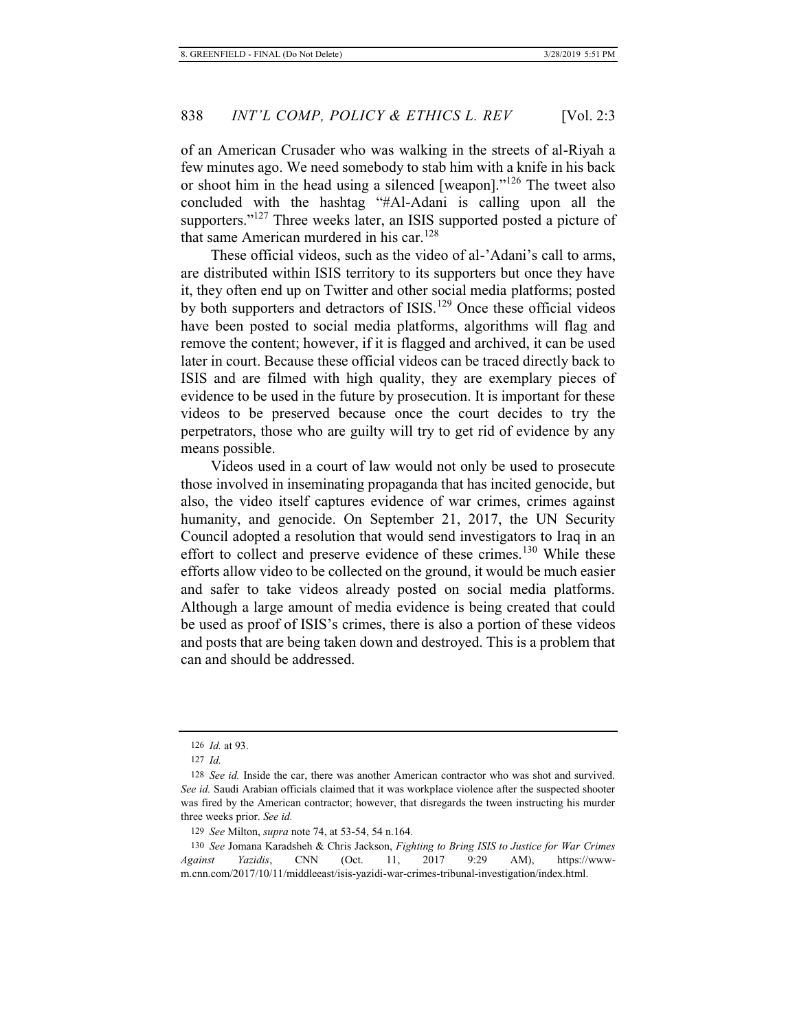of an American Crusader who was walking in the streets of al-Riyah a few minutes ago. We need somebody to stab him with a knife in his back or shoot him in the head using a silenced [weapon]."[126] The tweet also concluded with the hashtag "#Al-Adani is calling upon all the supporters."[127] Three weeks later, an ISIS supported posted a picture of that same American murdered in his car.[128]

These official videos, such as the video of al-'Adani's call to arms, are distributed within ISIS territory to its supporters but once they have it, they often end up on Twitter and other social media platforms; posted by both supporters and detractors of ISIS.[129] Once these official videos have been posted to social media platforms, algorithms will flag and remove the content; however, if it is flagged and archived, it can be used later in court. Because these official videos can be traced directly back to ISIS and are filmed with high quality, they are exemplary pieces of evidence to be used in the future by prosecution. It is important for these videos to be preserved because once the court decides to try the perpetrators, those who are guilty will try to get rid of evidence by any means possible.

Videos used in a court of law would not only be used to prosecute those involved in inseminating propaganda that has incited genocide, but also, the video itself captures evidence of war crimes, crimes against humanity, and genocide. On September 21, 2017, the UN Security Council adopted a resolution that would send investigators to Iraq in an effort to collect and preserve evidence of these crimes.[130] While these efforts allow video to be collected on the ground, it would be much easier and safer to take videos already posted on social media platforms. Although a large amount of media evidence is being created that could be used as proof of ISIS's crimes, there is also a portion of these videos and posts that are being taken down and destroyed. This is a problem that can and should be addressed.

---

126 *Id.* at 93.

127 *Id.*

128 *See id.* Inside the car, there was another American contractor who was shot and survived. *See id.* Saudi Arabian officials claimed that it was workplace violence after the suspected shooter was fired by the American contractor; however, that disregards the tween instructing his murder three weeks prior. *See id.*

129 *See* Milton, *supra* note 74, at 53-54, 54 n.164.

130 *See* Jomana Karadsheh & Chris Jackson, *Fighting to Bring ISIS to Justice for War Crimes Against Yazidis*, CNN (Oct. 11, 2017 9:29 AM), https://www-m.cnn.com/2017/10/11/middleeast/isis-yazidi-war-crimes-tribunal-investigation/index.html.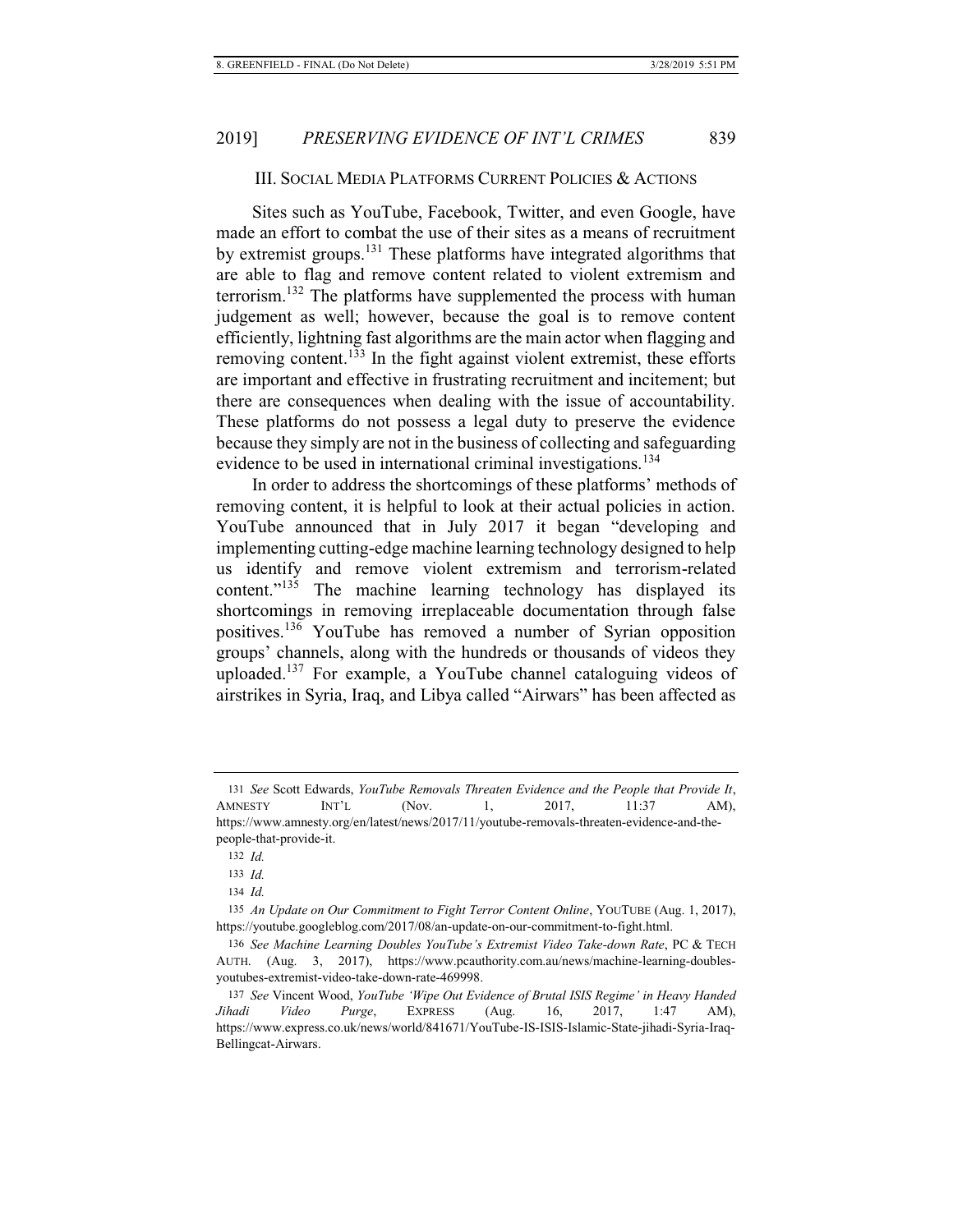### III. SOCIAL MEDIA PLATFORMS CURRENT POLICIES & ACTIONS

Sites such as YouTube, Facebook, Twitter, and even Google, have made an effort to combat the use of their sites as a means of recruitment by extremist groups.[131] These platforms have integrated algorithms that are able to flag and remove content related to violent extremism and terrorism.[132] The platforms have supplemented the process with human judgement as well; however, because the goal is to remove content efficiently, lightning fast algorithms are the main actor when flagging and removing content.[133] In the fight against violent extremist, these efforts are important and effective in frustrating recruitment and incitement; but there are consequences when dealing with the issue of accountability. These platforms do not possess a legal duty to preserve the evidence because they simply are not in the business of collecting and safeguarding evidence to be used in international criminal investigations.[134]

In order to address the shortcomings of these platforms' methods of removing content, it is helpful to look at their actual policies in action. YouTube announced that in July 2017 it began "developing and implementing cutting-edge machine learning technology designed to help us identify and remove violent extremism and terrorism-related content."[135] The machine learning technology has displayed its shortcomings in removing irreplaceable documentation through false positives.[136] YouTube has removed a number of Syrian opposition groups' channels, along with the hundreds or thousands of videos they uploaded.[137] For example, a YouTube channel cataloguing videos of airstrikes in Syria, Iraq, and Libya called "Airwars" has been affected as

---

131 *See* Scott Edwards, *YouTube Removals Threaten Evidence and the People that Provide It*, AMNESTY INT'L (Nov. 1, 2017, 11:37 AM), https://www.amnesty.org/en/latest/news/2017/11/youtube-removals-threaten-evidence-and-the-people-that-provide-it.

132 *Id.*

133 *Id.*

134 *Id.*

135 *An Update on Our Commitment to Fight Terror Content Online*, YOUTUBE (Aug. 1, 2017), https://youtube.googleblog.com/2017/08/an-update-on-our-commitment-to-fight.html.

136 *See Machine Learning Doubles YouTube's Extremist Video Take-down Rate*, PC & TECH AUTH. (Aug. 3, 2017), https://www.pcauthority.com.au/news/machine-learning-doubles-youtubes-extremist-video-take-down-rate-469998.

137 *See* Vincent Wood, *YouTube 'Wipe Out Evidence of Brutal ISIS Regime' in Heavy Handed Jihadi Video Purge*, EXPRESS (Aug. 16, 2017, 1:47 AM), https://www.express.co.uk/news/world/841671/YouTube-IS-ISIS-Islamic-State-jihadi-Syria-Iraq-Bellingcat-Airwars.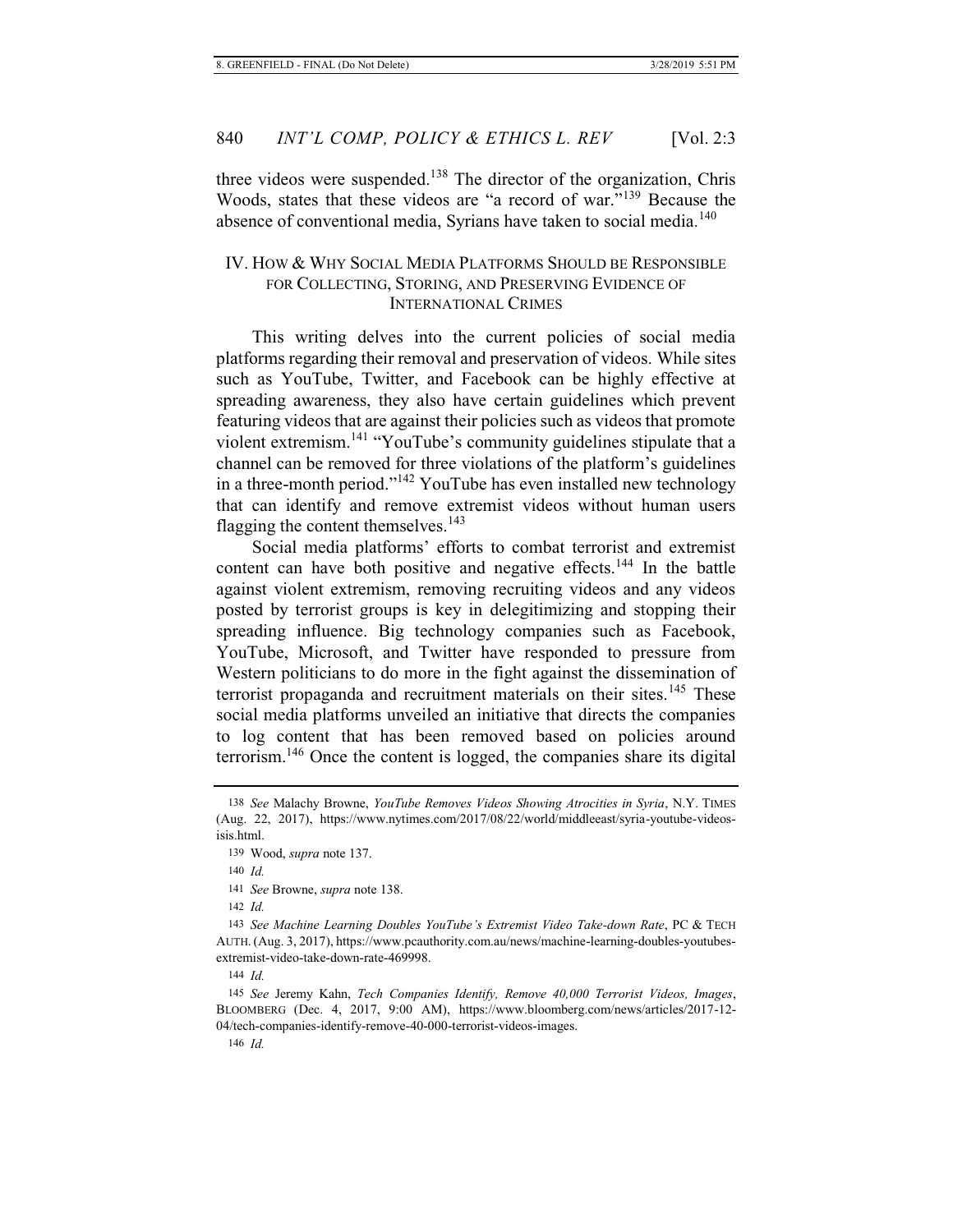three videos were suspended.[138] The director of the organization, Chris Woods, states that these videos are "a record of war."[139] Because the absence of conventional media, Syrians have taken to social media.[140]

## IV. HOW & WHY SOCIAL MEDIA PLATFORMS SHOULD BE RESPONSIBLE FOR COLLECTING, STORING, AND PRESERVING EVIDENCE OF INTERNATIONAL CRIMES

This writing delves into the current policies of social media platforms regarding their removal and preservation of videos. While sites such as YouTube, Twitter, and Facebook can be highly effective at spreading awareness, they also have certain guidelines which prevent featuring videos that are against their policies such as videos that promote violent extremism.[141] "YouTube's community guidelines stipulate that a channel can be removed for three violations of the platform's guidelines in a three-month period."[142] YouTube has even installed new technology that can identify and remove extremist videos without human users flagging the content themselves.[143]

Social media platforms' efforts to combat terrorist and extremist content can have both positive and negative effects.[144] In the battle against violent extremism, removing recruiting videos and any videos posted by terrorist groups is key in delegitimizing and stopping their spreading influence. Big technology companies such as Facebook, YouTube, Microsoft, and Twitter have responded to pressure from Western politicians to do more in the fight against the dissemination of terrorist propaganda and recruitment materials on their sites.[145] These social media platforms unveiled an initiative that directs the companies to log content that has been removed based on policies around terrorism.[146] Once the content is logged, the companies share its digital

---

138 *See* Malachy Browne, *YouTube Removes Videos Showing Atrocities in Syria*, N.Y. TIMES (Aug. 22, 2017), https://www.nytimes.com/2017/08/22/world/middleeast/syria-youtube-videos-isis.html.

139 Wood, *supra* note 137.

140 *Id.*

141 *See* Browne, *supra* note 138.

142 *Id.*

143 *See Machine Learning Doubles YouTube's Extremist Video Take-down Rate*, PC & TECH AUTH. (Aug. 3, 2017), https://www.pcauthority.com.au/news/machine-learning-doubles-youtubes-extremist-video-take-down-rate-469998.

144 *Id.*

145 *See* Jeremy Kahn, *Tech Companies Identify, Remove 40,000 Terrorist Videos, Images*, BLOOMBERG (Dec. 4, 2017, 9:00 AM), https://www.bloomberg.com/news/articles/2017-12-04/tech-companies-identify-remove-40-000-terrorist-videos-images.

146 *Id.*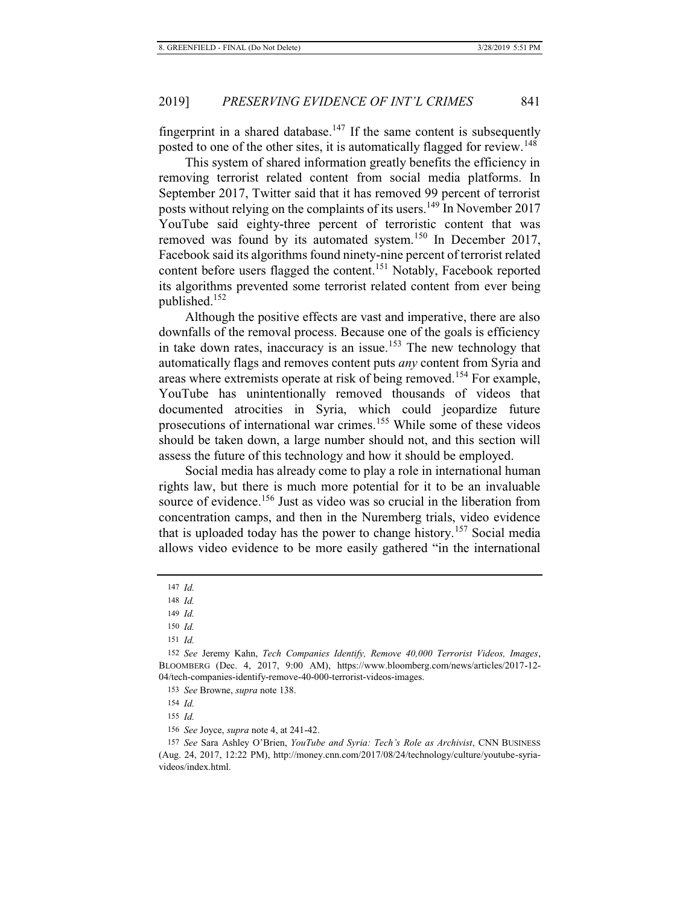fingerprint in a shared database.[147] If the same content is subsequently posted to one of the other sites, it is automatically flagged for review.[148]

This system of shared information greatly benefits the efficiency in removing terrorist related content from social media platforms. In September 2017, Twitter said that it has removed 99 percent of terrorist posts without relying on the complaints of its users.[149] In November 2017 YouTube said eighty-three percent of terroristic content that was removed was found by its automated system.[150] In December 2017, Facebook said its algorithms found ninety-nine percent of terrorist related content before users flagged the content.[151] Notably, Facebook reported its algorithms prevented some terrorist related content from ever being published.[152]

Although the positive effects are vast and imperative, there are also downfalls of the removal process. Because one of the goals is efficiency in take down rates, inaccuracy is an issue.[153] The new technology that automatically flags and removes content puts *any* content from Syria and areas where extremists operate at risk of being removed.[154] For example, YouTube has unintentionally removed thousands of videos that documented atrocities in Syria, which could jeopardize future prosecutions of international war crimes.[155] While some of these videos should be taken down, a large number should not, and this section will assess the future of this technology and how it should be employed.

Social media has already come to play a role in international human rights law, but there is much more potential for it to be an invaluable source of evidence.[156] Just as video was so crucial in the liberation from concentration camps, and then in the Nuremberg trials, video evidence that is uploaded today has the power to change history.[157] Social media allows video evidence to be more easily gathered "in the international

---

147 *Id.*

148 *Id.*

149 *Id.*

150 *Id.*

151 *Id.*

152 *See* Jeremy Kahn, *Tech Companies Identify, Remove 40,000 Terrorist Videos, Images*, BLOOMBERG (Dec. 4, 2017, 9:00 AM), https://www.bloomberg.com/news/articles/2017-12-04/tech-companies-identify-remove-40-000-terrorist-videos-images.

153 *See* Browne, *supra* note 138.

154 *Id.*

155 *Id.*

156 *See* Joyce, *supra* note 4, at 241-42.

157 *See* Sara Ashley O'Brien, *YouTube and Syria: Tech's Role as Archivist*, CNN BUSINESS (Aug. 24, 2017, 12:22 PM), http://money.cnn.com/2017/08/24/technology/culture/youtube-syria-videos/index.html.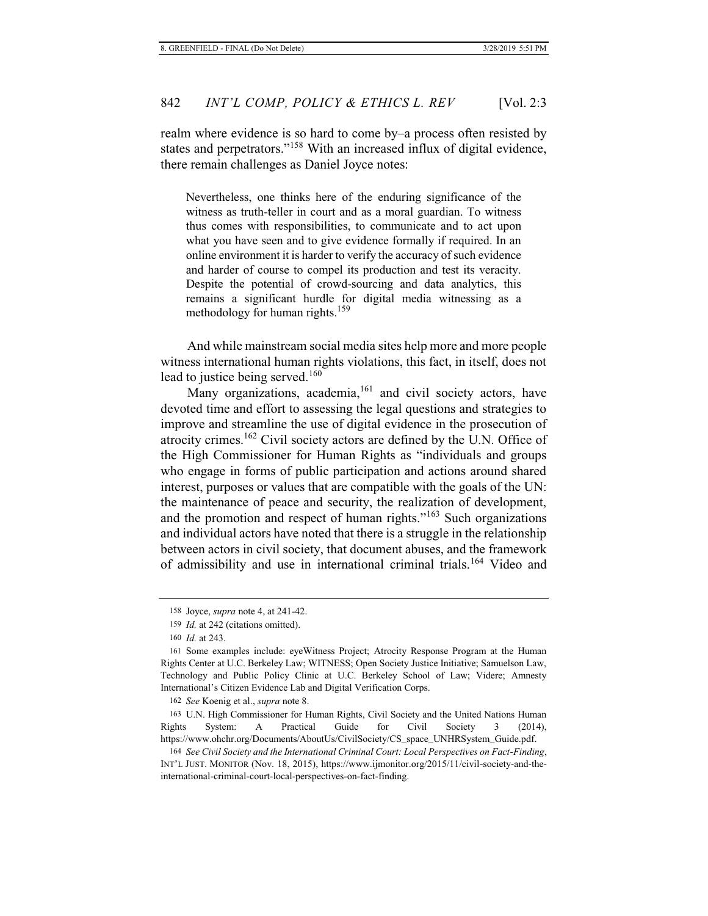realm where evidence is so hard to come by–a process often resisted by states and perpetrators."[158] With an increased influx of digital evidence, there remain challenges as Daniel Joyce notes:

> Nevertheless, one thinks here of the enduring significance of the witness as truth-teller in court and as a moral guardian. To witness thus comes with responsibilities, to communicate and to act upon what you have seen and to give evidence formally if required. In an online environment it is harder to verify the accuracy of such evidence and harder of course to compel its production and test its veracity. Despite the potential of crowd-sourcing and data analytics, this remains a significant hurdle for digital media witnessing as a methodology for human rights.[159]

And while mainstream social media sites help more and more people witness international human rights violations, this fact, in itself, does not lead to justice being served.[160]

Many organizations, academia,[161] and civil society actors, have devoted time and effort to assessing the legal questions and strategies to improve and streamline the use of digital evidence in the prosecution of atrocity crimes.[162] Civil society actors are defined by the U.N. Office of the High Commissioner for Human Rights as "individuals and groups who engage in forms of public participation and actions around shared interest, purposes or values that are compatible with the goals of the UN: the maintenance of peace and security, the realization of development, and the promotion and respect of human rights."[163] Such organizations and individual actors have noted that there is a struggle in the relationship between actors in civil society, that document abuses, and the framework of admissibility and use in international criminal trials.[164] Video and

---

158 Joyce, *supra* note 4, at 241-42.

159 *Id.* at 242 (citations omitted).

160 *Id.* at 243.

161 Some examples include: eyeWitness Project; Atrocity Response Program at the Human Rights Center at U.C. Berkeley Law; WITNESS; Open Society Justice Initiative; Samuelson Law, Technology and Public Policy Clinic at U.C. Berkeley School of Law; Videre; Amnesty International's Citizen Evidence Lab and Digital Verification Corps.

162 *See* Koenig et al., *supra* note 8.

163 U.N. High Commissioner for Human Rights, Civil Society and the United Nations Human Rights System: A Practical Guide for Civil Society 3 (2014), https://www.ohchr.org/Documents/AboutUs/CivilSociety/CS_space_UNHRSystem_Guide.pdf.

164 *See Civil Society and the International Criminal Court: Local Perspectives on Fact-Finding*, INT'L JUST. MONITOR (Nov. 18, 2015), https://www.ijmonitor.org/2015/11/civil-society-and-the-international-criminal-court-local-perspectives-on-fact-finding.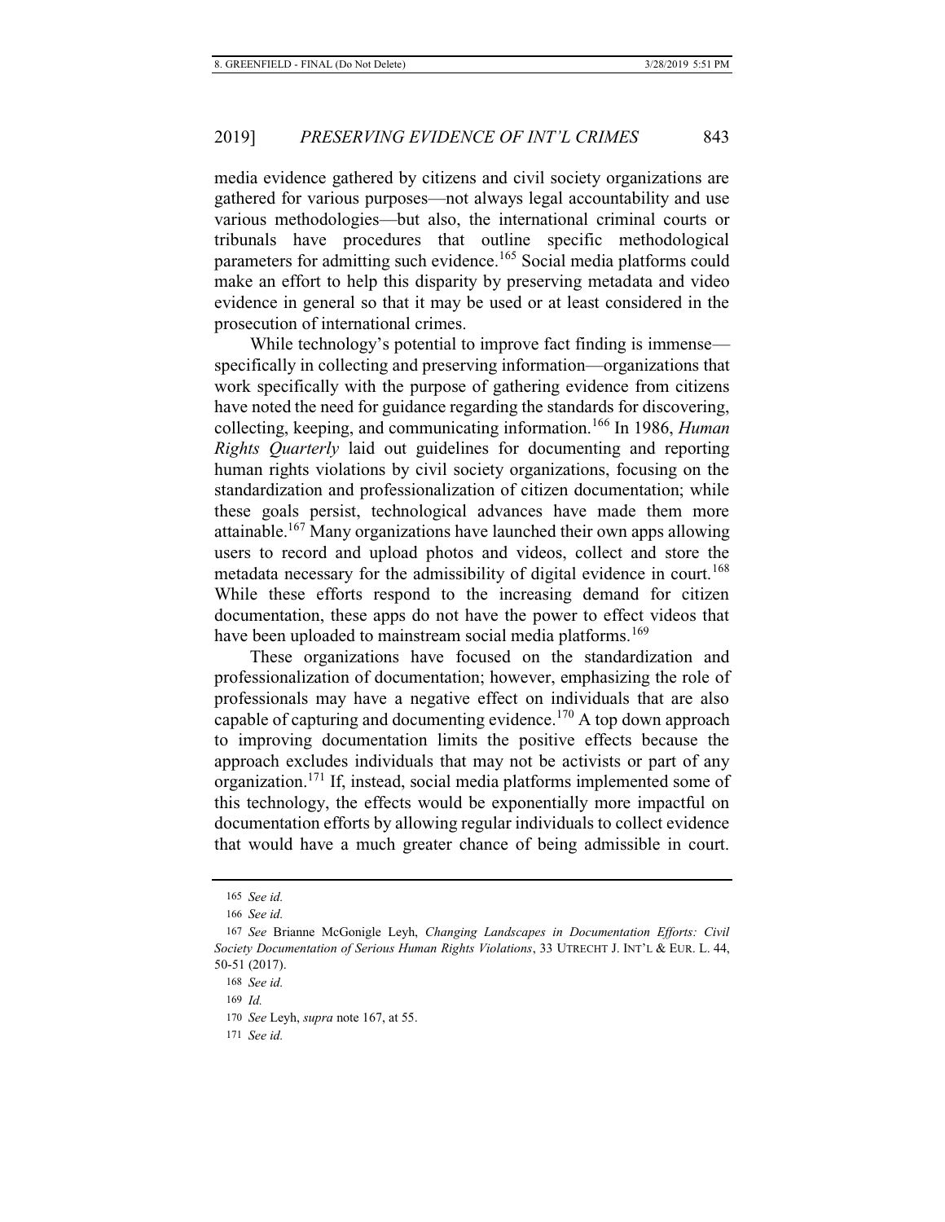media evidence gathered by citizens and civil society organizations are gathered for various purposes—not always legal accountability and use various methodologies—but also, the international criminal courts or tribunals have procedures that outline specific methodological parameters for admitting such evidence.[165] Social media platforms could make an effort to help this disparity by preserving metadata and video evidence in general so that it may be used or at least considered in the prosecution of international crimes.

While technology's potential to improve fact finding is immense—specifically in collecting and preserving information—organizations that work specifically with the purpose of gathering evidence from citizens have noted the need for guidance regarding the standards for discovering, collecting, keeping, and communicating information.[166] In 1986, *Human Rights Quarterly* laid out guidelines for documenting and reporting human rights violations by civil society organizations, focusing on the standardization and professionalization of citizen documentation; while these goals persist, technological advances have made them more attainable.[167] Many organizations have launched their own apps allowing users to record and upload photos and videos, collect and store the metadata necessary for the admissibility of digital evidence in court.[168] While these efforts respond to the increasing demand for citizen documentation, these apps do not have the power to effect videos that have been uploaded to mainstream social media platforms.[169]

These organizations have focused on the standardization and professionalization of documentation; however, emphasizing the role of professionals may have a negative effect on individuals that are also capable of capturing and documenting evidence.[170] A top down approach to improving documentation limits the positive effects because the approach excludes individuals that may not be activists or part of any organization.[171] If, instead, social media platforms implemented some of this technology, the effects would be exponentially more impactful on documentation efforts by allowing regular individuals to collect evidence that would have a much greater chance of being admissible in court.

---

165 *See id.*

166 *See id.*

167 *See* Brianne McGonigle Leyh, *Changing Landscapes in Documentation Efforts: Civil Society Documentation of Serious Human Rights Violations*, 33 UTRECHT J. INT'L & EUR. L. 44, 50-51 (2017).

168 *See id.*

169 *Id.*

170 *See* Leyh, *supra* note 167, at 55.

171 *See id.*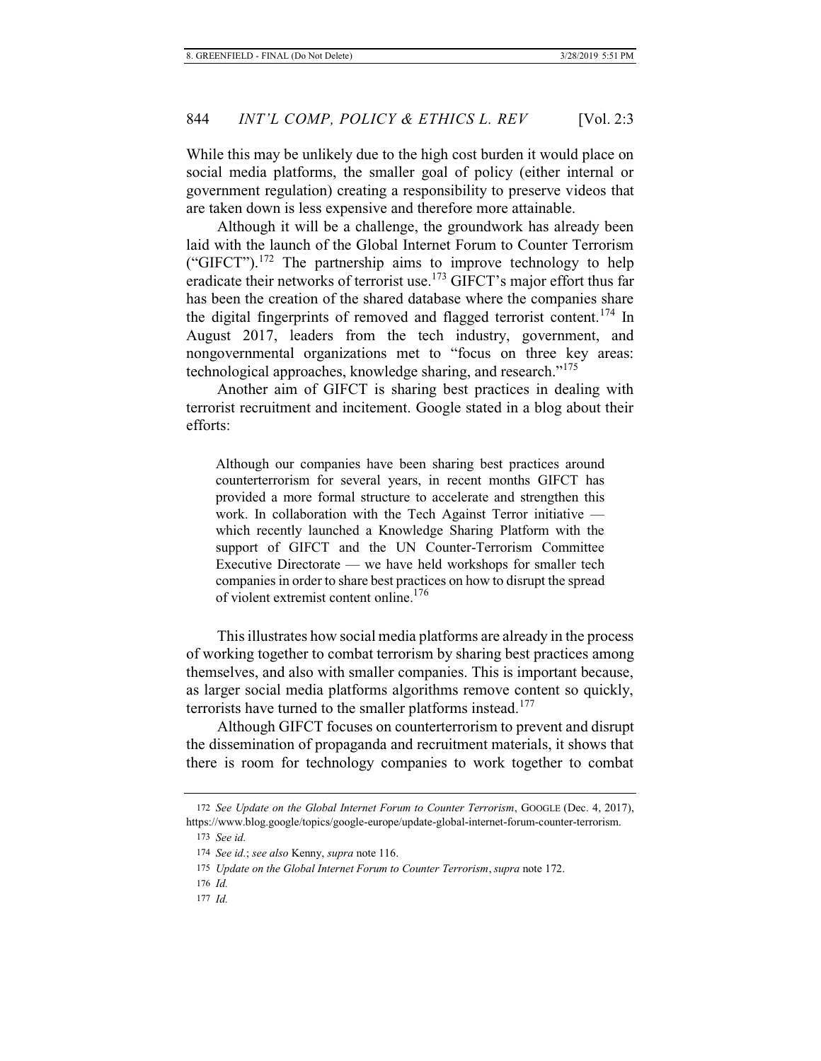While this may be unlikely due to the high cost burden it would place on social media platforms, the smaller goal of policy (either internal or government regulation) creating a responsibility to preserve videos that are taken down is less expensive and therefore more attainable.

Although it will be a challenge, the groundwork has already been laid with the launch of the Global Internet Forum to Counter Terrorism ("GIFCT").[172] The partnership aims to improve technology to help eradicate their networks of terrorist use.[173] GIFCT's major effort thus far has been the creation of the shared database where the companies share the digital fingerprints of removed and flagged terrorist content.[174] In August 2017, leaders from the tech industry, government, and nongovernmental organizations met to "focus on three key areas: technological approaches, knowledge sharing, and research."[175]

Another aim of GIFCT is sharing best practices in dealing with terrorist recruitment and incitement. Google stated in a blog about their efforts:

> Although our companies have been sharing best practices around counterterrorism for several years, in recent months GIFCT has provided a more formal structure to accelerate and strengthen this work. In collaboration with the Tech Against Terror initiative — which recently launched a Knowledge Sharing Platform with the support of GIFCT and the UN Counter-Terrorism Committee Executive Directorate — we have held workshops for smaller tech companies in order to share best practices on how to disrupt the spread of violent extremist content online.[176]

This illustrates how social media platforms are already in the process of working together to combat terrorism by sharing best practices among themselves, and also with smaller companies. This is important because, as larger social media platforms algorithms remove content so quickly, terrorists have turned to the smaller platforms instead.[177]

Although GIFCT focuses on counterterrorism to prevent and disrupt the dissemination of propaganda and recruitment materials, it shows that there is room for technology companies to work together to combat

---

172 *See Update on the Global Internet Forum to Counter Terrorism*, GOOGLE (Dec. 4, 2017), https://www.blog.google/topics/google-europe/update-global-internet-forum-counter-terrorism.

173 *See id.*

174 *See id.*; *see also* Kenny, *supra* note 116.

175 *Update on the Global Internet Forum to Counter Terrorism*, *supra* note 172.

176 *Id.*

177 *Id.*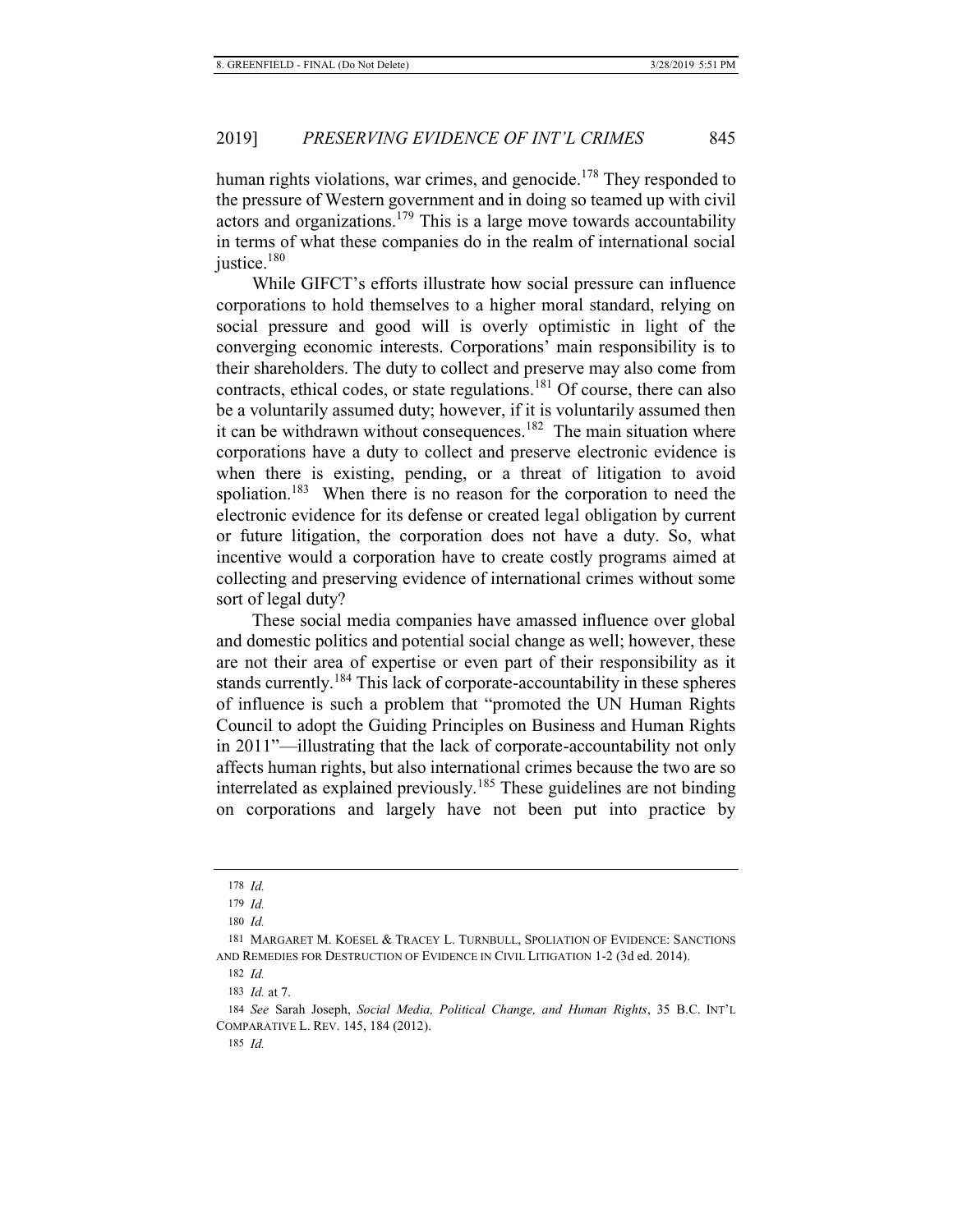human rights violations, war crimes, and genocide.[178] They responded to the pressure of Western government and in doing so teamed up with civil actors and organizations.[179] This is a large move towards accountability in terms of what these companies do in the realm of international social justice.[180]

While GIFCT's efforts illustrate how social pressure can influence corporations to hold themselves to a higher moral standard, relying on social pressure and good will is overly optimistic in light of the converging economic interests. Corporations' main responsibility is to their shareholders. The duty to collect and preserve may also come from contracts, ethical codes, or state regulations.[181] Of course, there can also be a voluntarily assumed duty; however, if it is voluntarily assumed then it can be withdrawn without consequences.[182] The main situation where corporations have a duty to collect and preserve electronic evidence is when there is existing, pending, or a threat of litigation to avoid spoliation.[183] When there is no reason for the corporation to need the electronic evidence for its defense or created legal obligation by current or future litigation, the corporation does not have a duty. So, what incentive would a corporation have to create costly programs aimed at collecting and preserving evidence of international crimes without some sort of legal duty?

These social media companies have amassed influence over global and domestic politics and potential social change as well; however, these are not their area of expertise or even part of their responsibility as it stands currently.[184] This lack of corporate-accountability in these spheres of influence is such a problem that "promoted the UN Human Rights Council to adopt the Guiding Principles on Business and Human Rights in 2011"—illustrating that the lack of corporate-accountability not only affects human rights, but also international crimes because the two are so interrelated as explained previously.[185] These guidelines are not binding on corporations and largely have not been put into practice by

---

178 *Id.*

179 *Id.*

180 *Id.*

181 MARGARET M. KOESEL & TRACEY L. TURNBULL, SPOLIATION OF EVIDENCE: SANCTIONS AND REMEDIES FOR DESTRUCTION OF EVIDENCE IN CIVIL LITIGATION 1-2 (3d ed. 2014).

182 *Id.*

183 *Id.* at 7.

184 *See* Sarah Joseph, *Social Media, Political Change, and Human Rights*, 35 B.C. INT'L COMPARATIVE L. REV. 145, 184 (2012).

185 *Id.*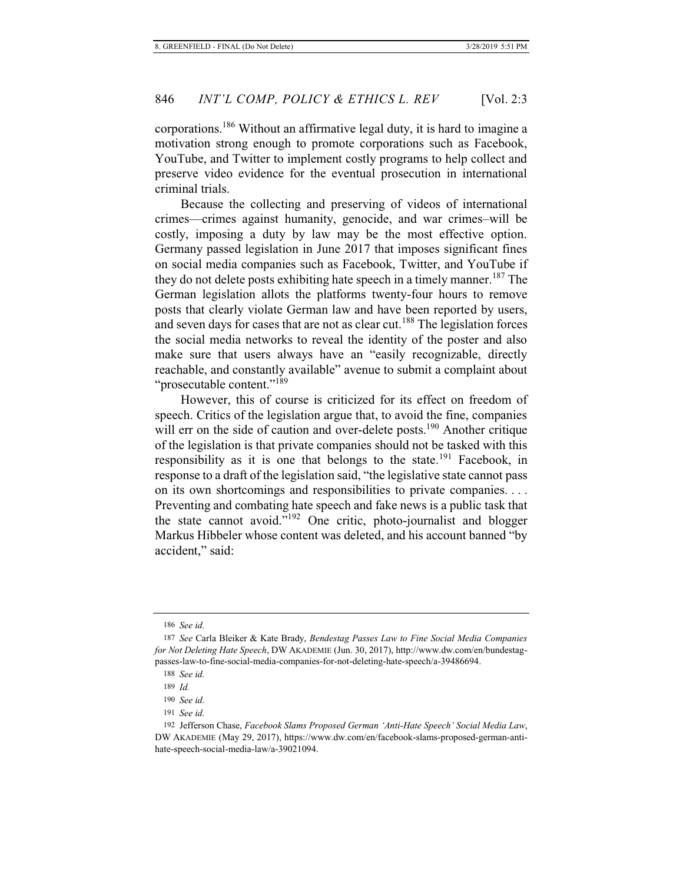corporations.[186] Without an affirmative legal duty, it is hard to imagine a motivation strong enough to promote corporations such as Facebook, YouTube, and Twitter to implement costly programs to help collect and preserve video evidence for the eventual prosecution in international criminal trials.

Because the collecting and preserving of videos of international crimes—crimes against humanity, genocide, and war crimes–will be costly, imposing a duty by law may be the most effective option. Germany passed legislation in June 2017 that imposes significant fines on social media companies such as Facebook, Twitter, and YouTube if they do not delete posts exhibiting hate speech in a timely manner.[187] The German legislation allots the platforms twenty-four hours to remove posts that clearly violate German law and have been reported by users, and seven days for cases that are not as clear cut.[188] The legislation forces the social media networks to reveal the identity of the poster and also make sure that users always have an "easily recognizable, directly reachable, and constantly available" avenue to submit a complaint about "prosecutable content."[189]

However, this of course is criticized for its effect on freedom of speech. Critics of the legislation argue that, to avoid the fine, companies will err on the side of caution and over-delete posts.[190] Another critique of the legislation is that private companies should not be tasked with this responsibility as it is one that belongs to the state.[191] Facebook, in response to a draft of the legislation said, "the legislative state cannot pass on its own shortcomings and responsibilities to private companies. . . . Preventing and combating hate speech and fake news is a public task that the state cannot avoid."[192] One critic, photo-journalist and blogger Markus Hibbeler whose content was deleted, and his account banned "by accident," said:

---

186 *See id.*

187 *See* Carla Bleiker & Kate Brady, *Bendestag Passes Law to Fine Social Media Companies for Not Deleting Hate Speech*, DW AKADEMIE (Jun. 30, 2017), http://www.dw.com/en/bundestag-passes-law-to-fine-social-media-companies-for-not-deleting-hate-speech/a-39486694.

188 *See id.*

189 *Id.*

190 *See id.*

191 *See id.*

192 Jefferson Chase, *Facebook Slams Proposed German 'Anti-Hate Speech' Social Media Law*, DW AKADEMIE (May 29, 2017), https://www.dw.com/en/facebook-slams-proposed-german-anti-hate-speech-social-media-law/a-39021094.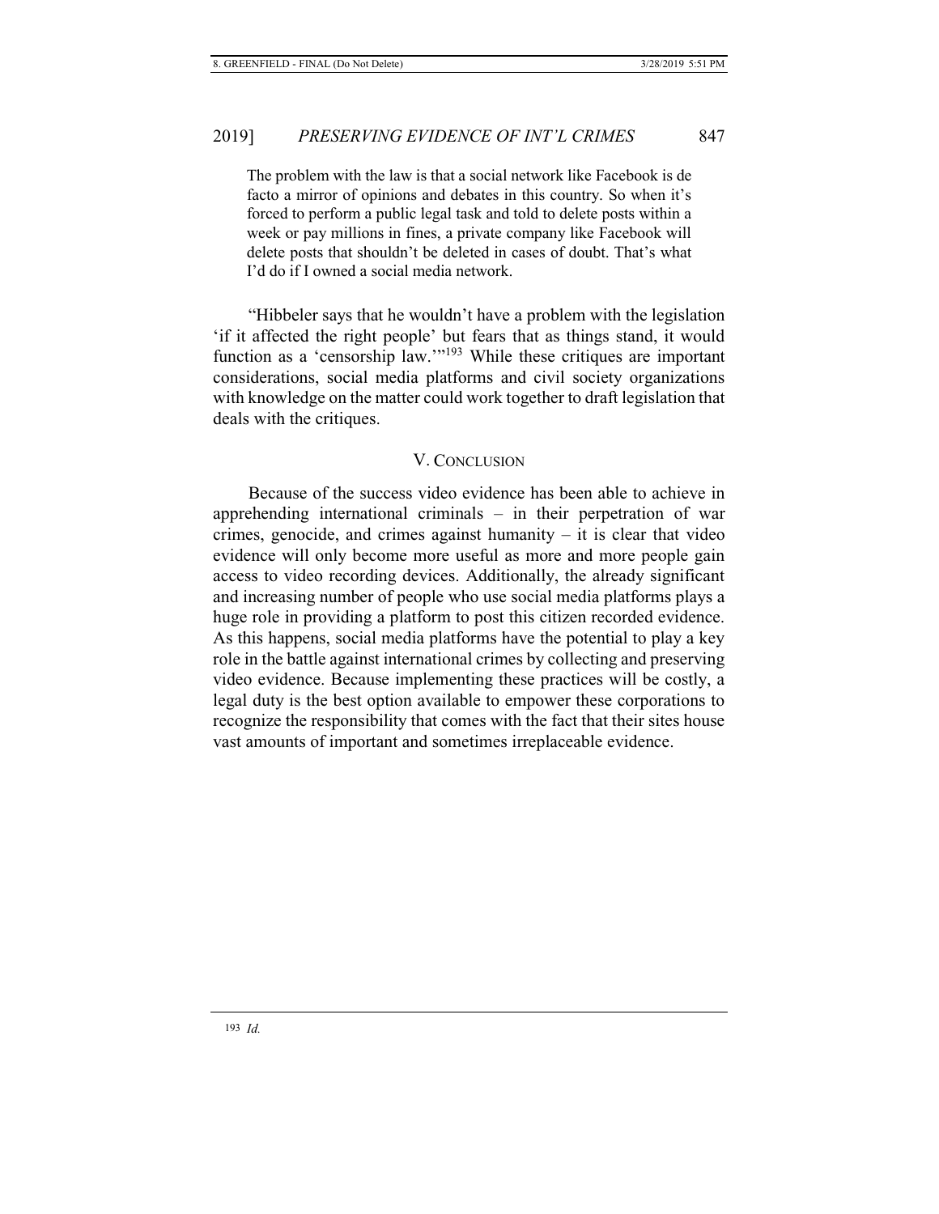> The problem with the law is that a social network like Facebook is de facto a mirror of opinions and debates in this country. So when it's forced to perform a public legal task and told to delete posts within a week or pay millions in fines, a private company like Facebook will delete posts that shouldn't be deleted in cases of doubt. That's what I'd do if I owned a social media network.

"Hibbeler says that he wouldn't have a problem with the legislation 'if it affected the right people' but fears that as things stand, it would function as a 'censorship law.'"[193] While these critiques are important considerations, social media platforms and civil society organizations with knowledge on the matter could work together to draft legislation that deals with the critiques.

## V. CONCLUSION

Because of the success video evidence has been able to achieve in apprehending international criminals – in their perpetration of war crimes, genocide, and crimes against humanity – it is clear that video evidence will only become more useful as more and more people gain access to video recording devices. Additionally, the already significant and increasing number of people who use social media platforms plays a huge role in providing a platform to post this citizen recorded evidence. As this happens, social media platforms have the potential to play a key role in the battle against international crimes by collecting and preserving video evidence. Because implementing these practices will be costly, a legal duty is the best option available to empower these corporations to recognize the responsibility that comes with the fact that their sites house vast amounts of important and sometimes irreplaceable evidence.

---

[193] *Id.*